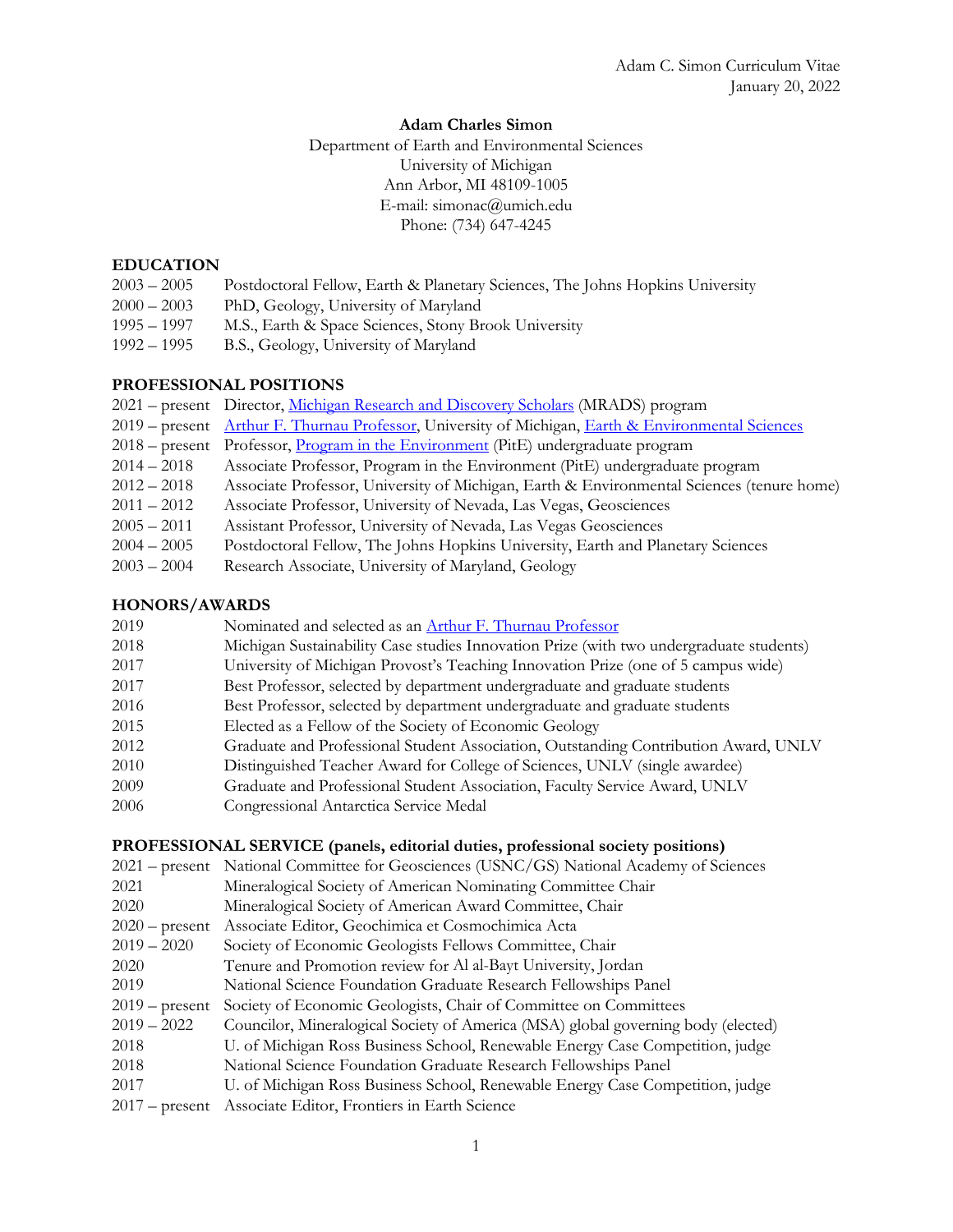Adam C. Simon Curriculum Vitae
January 20, 2022

**Adam Charles Simon**
Department of Earth and Environmental Sciences
University of Michigan
Ann Arbor, MI 48109-1005
E-mail: simonac@umich.edu
Phone: (734) 647-4245

## EDUCATION

2003 – 2005 Postdoctoral Fellow, Earth & Planetary Sciences, The Johns Hopkins University
2000 – 2003 PhD, Geology, University of Maryland
1995 – 1997 M.S., Earth & Space Sciences, Stony Brook University
1992 – 1995 B.S., Geology, University of Maryland

## PROFESSIONAL POSITIONS

2021 – present Director, Michigan Research and Discovery Scholars (MRADS) program
2019 – present Arthur F. Thurnau Professor, University of Michigan, Earth & Environmental Sciences
2018 – present Professor, Program in the Environment (PitE) undergraduate program
2014 – 2018 Associate Professor, Program in the Environment (PitE) undergraduate program
2012 – 2018 Associate Professor, University of Michigan, Earth & Environmental Sciences (tenure home)
2011 – 2012 Associate Professor, University of Nevada, Las Vegas, Geosciences
2005 – 2011 Assistant Professor, University of Nevada, Las Vegas Geosciences
2004 – 2005 Postdoctoral Fellow, The Johns Hopkins University, Earth and Planetary Sciences
2003 – 2004 Research Associate, University of Maryland, Geology

## HONORS/AWARDS

2019 Nominated and selected as an Arthur F. Thurnau Professor
2018 Michigan Sustainability Case studies Innovation Prize (with two undergraduate students)
2017 University of Michigan Provost's Teaching Innovation Prize (one of 5 campus wide)
2017 Best Professor, selected by department undergraduate and graduate students
2016 Best Professor, selected by department undergraduate and graduate students
2015 Elected as a Fellow of the Society of Economic Geology
2012 Graduate and Professional Student Association, Outstanding Contribution Award, UNLV
2010 Distinguished Teacher Award for College of Sciences, UNLV (single awardee)
2009 Graduate and Professional Student Association, Faculty Service Award, UNLV
2006 Congressional Antarctica Service Medal

## PROFESSIONAL SERVICE (panels, editorial duties, professional society positions)

2021 – present National Committee for Geosciences (USNC/GS) National Academy of Sciences
2021 Mineralogical Society of American Nominating Committee Chair
2020 Mineralogical Society of American Award Committee, Chair
2020 – present Associate Editor, Geochimica et Cosmochimica Acta
2019 – 2020 Society of Economic Geologists Fellows Committee, Chair
2020 Tenure and Promotion review for Al al-Bayt University, Jordan
2019 National Science Foundation Graduate Research Fellowships Panel
2019 – present Society of Economic Geologists, Chair of Committee on Committees
2019 – 2022 Councilor, Mineralogical Society of America (MSA) global governing body (elected)
2018 U. of Michigan Ross Business School, Renewable Energy Case Competition, judge
2018 National Science Foundation Graduate Research Fellowships Panel
2017 U. of Michigan Ross Business School, Renewable Energy Case Competition, judge
2017 – present Associate Editor, Frontiers in Earth Science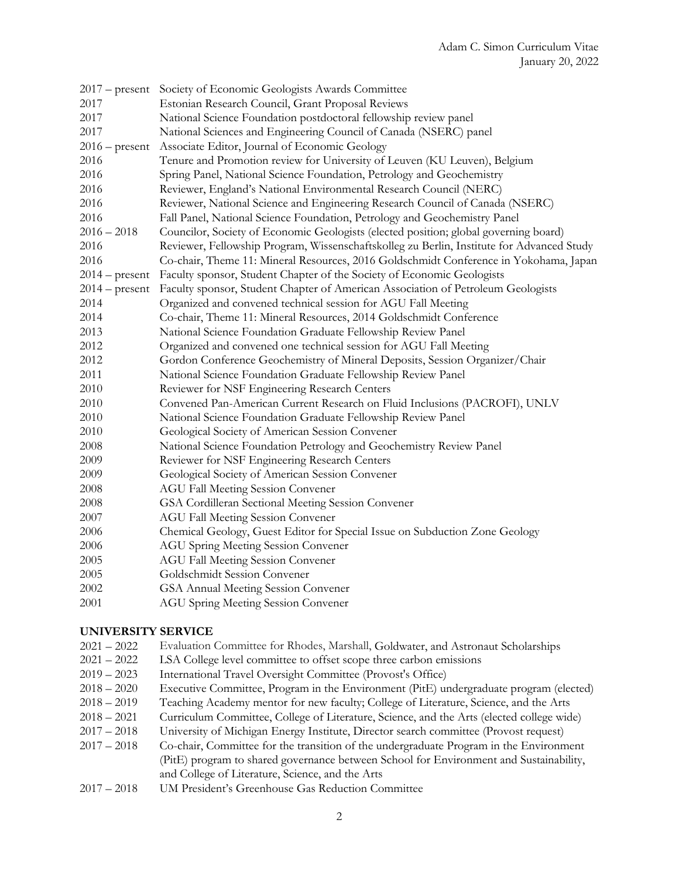2017 – present Society of Economic Geologists Awards Committee
2017 Estonian Research Council, Grant Proposal Reviews
2017 National Science Foundation postdoctoral fellowship review panel
2017 National Sciences and Engineering Council of Canada (NSERC) panel
2016 – present Associate Editor, Journal of Economic Geology
2016 Tenure and Promotion review for University of Leuven (KU Leuven), Belgium
2016 Spring Panel, National Science Foundation, Petrology and Geochemistry
2016 Reviewer, England's National Environmental Research Council (NERC)
2016 Reviewer, National Science and Engineering Research Council of Canada (NSERC)
2016 Fall Panel, National Science Foundation, Petrology and Geochemistry Panel
2016 – 2018 Councilor, Society of Economic Geologists (elected position; global governing board)
2016 Reviewer, Fellowship Program, Wissenschaftskolleg zu Berlin, Institute for Advanced Study
2016 Co-chair, Theme 11: Mineral Resources, 2016 Goldschmidt Conference in Yokohama, Japan
2014 – present Faculty sponsor, Student Chapter of the Society of Economic Geologists
2014 – present Faculty sponsor, Student Chapter of American Association of Petroleum Geologists
2014 Organized and convened technical session for AGU Fall Meeting
2014 Co-chair, Theme 11: Mineral Resources, 2014 Goldschmidt Conference
2013 National Science Foundation Graduate Fellowship Review Panel
2012 Organized and convened one technical session for AGU Fall Meeting
2012 Gordon Conference Geochemistry of Mineral Deposits, Session Organizer/Chair
2011 National Science Foundation Graduate Fellowship Review Panel
2010 Reviewer for NSF Engineering Research Centers
2010 Convened Pan-American Current Research on Fluid Inclusions (PACROFI), UNLV
2010 National Science Foundation Graduate Fellowship Review Panel
2010 Geological Society of American Session Convener
2008 National Science Foundation Petrology and Geochemistry Review Panel
2009 Reviewer for NSF Engineering Research Centers
2009 Geological Society of American Session Convener
2008 AGU Fall Meeting Session Convener
2008 GSA Cordilleran Sectional Meeting Session Convener
2007 AGU Fall Meeting Session Convener
2006 Chemical Geology, Guest Editor for Special Issue on Subduction Zone Geology
2006 AGU Spring Meeting Session Convener
2005 AGU Fall Meeting Session Convener
2005 Goldschmidt Session Convener
2002 GSA Annual Meeting Session Convener
2001 AGU Spring Meeting Session Convener

## UNIVERSITY SERVICE

2021 – 2022 Evaluation Committee for Rhodes, Marshall, Goldwater, and Astronaut Scholarships
2021 – 2022 LSA College level committee to offset scope three carbon emissions
2019 – 2023 International Travel Oversight Committee (Provost's Office)
2018 – 2020 Executive Committee, Program in the Environment (PitE) undergraduate program (elected)
2018 – 2019 Teaching Academy mentor for new faculty; College of Literature, Science, and the Arts
2018 – 2021 Curriculum Committee, College of Literature, Science, and the Arts (elected college wide)
2017 – 2018 University of Michigan Energy Institute, Director search committee (Provost request)
2017 – 2018 Co-chair, Committee for the transition of the undergraduate Program in the Environment (PitE) program to shared governance between School for Environment and Sustainability, and College of Literature, Science, and the Arts
2017 – 2018 UM President's Greenhouse Gas Reduction Committee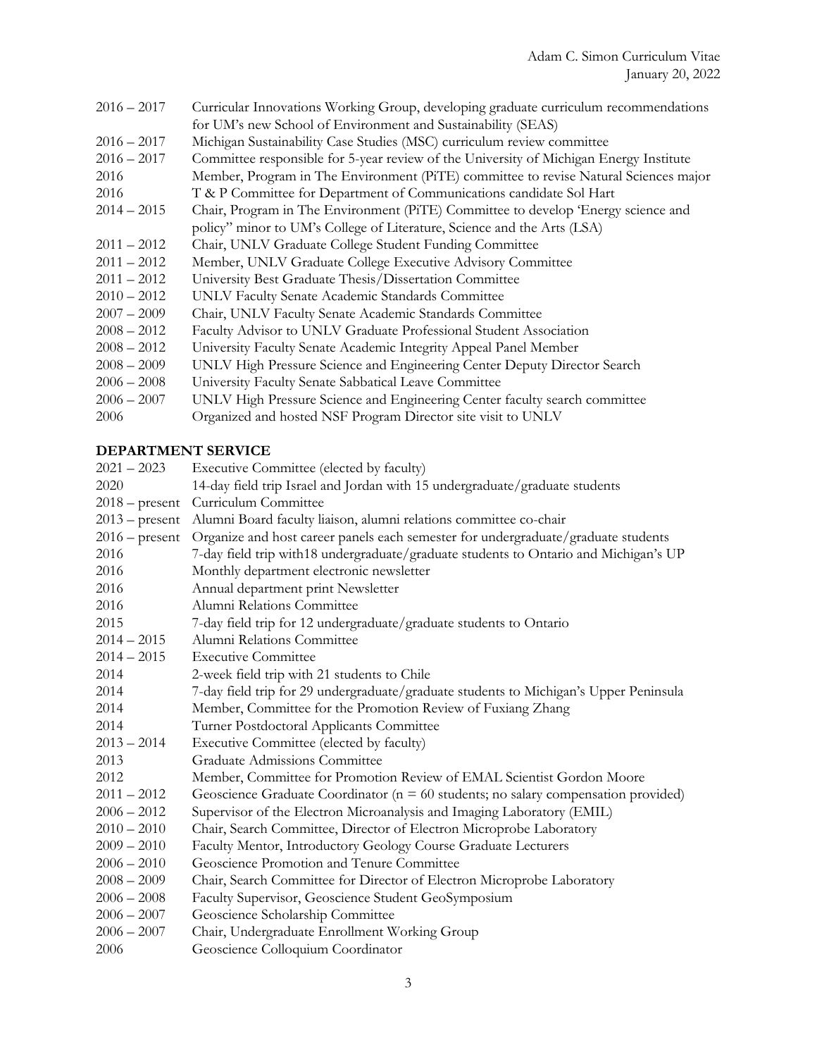2016 – 2017 Curricular Innovations Working Group, developing graduate curriculum recommendations for UM's new School of Environment and Sustainability (SEAS)
2016 – 2017 Michigan Sustainability Case Studies (MSC) curriculum review committee
2016 – 2017 Committee responsible for 5-year review of the University of Michigan Energy Institute
2016 Member, Program in The Environment (PiTE) committee to revise Natural Sciences major
2016 T & P Committee for Department of Communications candidate Sol Hart
2014 – 2015 Chair, Program in The Environment (PiTE) Committee to develop 'Energy science and policy" minor to UM's College of Literature, Science and the Arts (LSA)
2011 – 2012 Chair, UNLV Graduate College Student Funding Committee
2011 – 2012 Member, UNLV Graduate College Executive Advisory Committee
2011 – 2012 University Best Graduate Thesis/Dissertation Committee
2010 – 2012 UNLV Faculty Senate Academic Standards Committee
2007 – 2009 Chair, UNLV Faculty Senate Academic Standards Committee
2008 – 2012 Faculty Advisor to UNLV Graduate Professional Student Association
2008 – 2012 University Faculty Senate Academic Integrity Appeal Panel Member
2008 – 2009 UNLV High Pressure Science and Engineering Center Deputy Director Search
2006 – 2008 University Faculty Senate Sabbatical Leave Committee
2006 – 2007 UNLV High Pressure Science and Engineering Center faculty search committee
2006 Organized and hosted NSF Program Director site visit to UNLV

**DEPARTMENT SERVICE**

2021 – 2023 Executive Committee (elected by faculty)
2020 14-day field trip Israel and Jordan with 15 undergraduate/graduate students
2018 – present Curriculum Committee
2013 – present Alumni Board faculty liaison, alumni relations committee co-chair
2016 – present Organize and host career panels each semester for undergraduate/graduate students
2016 7-day field trip with18 undergraduate/graduate students to Ontario and Michigan's UP
2016 Monthly department electronic newsletter
2016 Annual department print Newsletter
2016 Alumni Relations Committee
2015 7-day field trip for 12 undergraduate/graduate students to Ontario
2014 – 2015 Alumni Relations Committee
2014 – 2015 Executive Committee
2014 2-week field trip with 21 students to Chile
2014 7-day field trip for 29 undergraduate/graduate students to Michigan's Upper Peninsula
2014 Member, Committee for the Promotion Review of Fuxiang Zhang
2014 Turner Postdoctoral Applicants Committee
2013 – 2014 Executive Committee (elected by faculty)
2013 Graduate Admissions Committee
2012 Member, Committee for Promotion Review of EMAL Scientist Gordon Moore
2011 – 2012 Geoscience Graduate Coordinator (n = 60 students; no salary compensation provided)
2006 – 2012 Supervisor of the Electron Microanalysis and Imaging Laboratory (EMIL)
2010 – 2010 Chair, Search Committee, Director of Electron Microprobe Laboratory
2009 – 2010 Faculty Mentor, Introductory Geology Course Graduate Lecturers
2006 – 2010 Geoscience Promotion and Tenure Committee
2008 – 2009 Chair, Search Committee for Director of Electron Microprobe Laboratory
2006 – 2008 Faculty Supervisor, Geoscience Student GeoSymposium
2006 – 2007 Geoscience Scholarship Committee
2006 – 2007 Chair, Undergraduate Enrollment Working Group
2006 Geoscience Colloquium Coordinator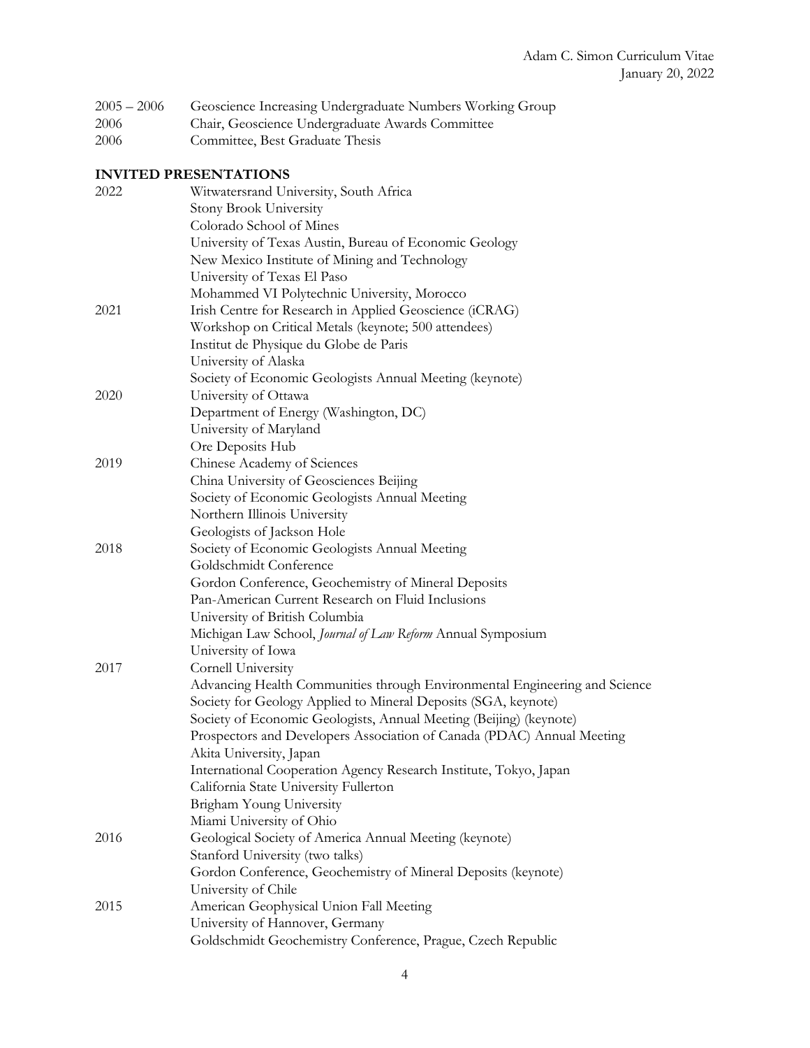| | |
|---|---|
| 2005 – 2006 | Geoscience Increasing Undergraduate Numbers Working Group |
| 2006 | Chair, Geoscience Undergraduate Awards Committee |
| 2006 | Committee, Best Graduate Thesis |

## INVITED PRESENTATIONS

| | |
|---|---|
| 2022 | Witwatersrand University, South Africa |
| | Stony Brook University |
| | Colorado School of Mines |
| | University of Texas Austin, Bureau of Economic Geology |
| | New Mexico Institute of Mining and Technology |
| | University of Texas El Paso |
| | Mohammed VI Polytechnic University, Morocco |
| 2021 | Irish Centre for Research in Applied Geoscience (iCRAG) |
| | Workshop on Critical Metals (keynote; 500 attendees) |
| | Institut de Physique du Globe de Paris |
| | University of Alaska |
| | Society of Economic Geologists Annual Meeting (keynote) |
| 2020 | University of Ottawa |
| | Department of Energy (Washington, DC) |
| | University of Maryland |
| | Ore Deposits Hub |
| 2019 | Chinese Academy of Sciences |
| | China University of Geosciences Beijing |
| | Society of Economic Geologists Annual Meeting |
| | Northern Illinois University |
| | Geologists of Jackson Hole |
| 2018 | Society of Economic Geologists Annual Meeting |
| | Goldschmidt Conference |
| | Gordon Conference, Geochemistry of Mineral Deposits |
| | Pan-American Current Research on Fluid Inclusions |
| | University of British Columbia |
| | Michigan Law School, *Journal of Law Reform* Annual Symposium |
| | University of Iowa |
| 2017 | Cornell University |
| | Advancing Health Communities through Environmental Engineering and Science |
| | Society for Geology Applied to Mineral Deposits (SGA, keynote) |
| | Society of Economic Geologists, Annual Meeting (Beijing) (keynote) |
| | Prospectors and Developers Association of Canada (PDAC) Annual Meeting |
| | Akita University, Japan |
| | International Cooperation Agency Research Institute, Tokyo, Japan |
| | California State University Fullerton |
| | Brigham Young University |
| | Miami University of Ohio |
| 2016 | Geological Society of America Annual Meeting (keynote) |
| | Stanford University (two talks) |
| | Gordon Conference, Geochemistry of Mineral Deposits (keynote) |
| | University of Chile |
| 2015 | American Geophysical Union Fall Meeting |
| | University of Hannover, Germany |
| | Goldschmidt Geochemistry Conference, Prague, Czech Republic |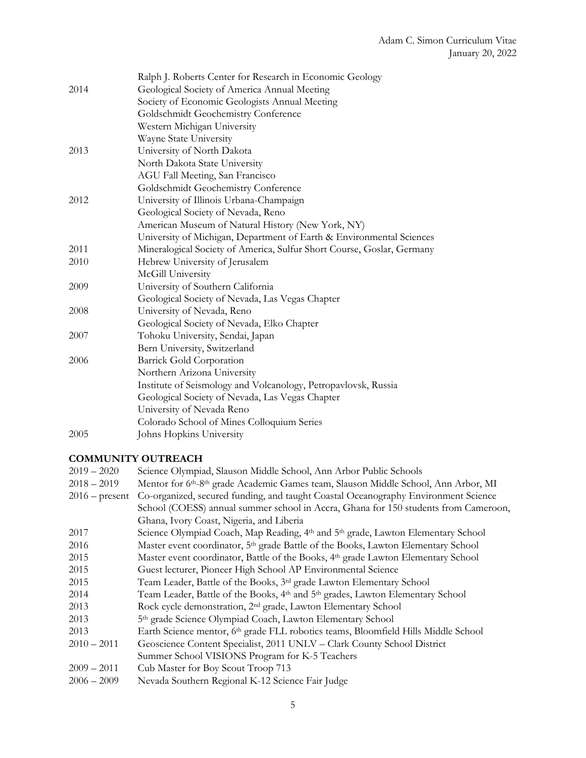| | |
|---|---|
| | Ralph J. Roberts Center for Research in Economic Geology |
| 2014 | Geological Society of America Annual Meeting |
| | Society of Economic Geologists Annual Meeting |
| | Goldschmidt Geochemistry Conference |
| | Western Michigan University |
| | Wayne State University |
| 2013 | University of North Dakota |
| | North Dakota State University |
| | AGU Fall Meeting, San Francisco |
| | Goldschmidt Geochemistry Conference |
| 2012 | University of Illinois Urbana-Champaign |
| | Geological Society of Nevada, Reno |
| | American Museum of Natural History (New York, NY) |
| | University of Michigan, Department of Earth & Environmental Sciences |
| 2011 | Mineralogical Society of America, Sulfur Short Course, Goslar, Germany |
| 2010 | Hebrew University of Jerusalem |
| | McGill University |
| 2009 | University of Southern California |
| | Geological Society of Nevada, Las Vegas Chapter |
| 2008 | University of Nevada, Reno |
| | Geological Society of Nevada, Elko Chapter |
| 2007 | Tohoku University, Sendai, Japan |
| | Bern University, Switzerland |
| 2006 | Barrick Gold Corporation |
| | Northern Arizona University |
| | Institute of Seismology and Volcanology, Petropavlovsk, Russia |
| | Geological Society of Nevada, Las Vegas Chapter |
| | University of Nevada Reno |
| | Colorado School of Mines Colloquium Series |
| 2005 | Johns Hopkins University |

**COMMUNITY OUTREACH**

| | |
|---|---|
| 2019 – 2020 | Science Olympiad, Slauson Middle School, Ann Arbor Public Schools |
| 2018 – 2019 | Mentor for 6th-8th grade Academic Games team, Slauson Middle School, Ann Arbor, MI |
| 2016 – present | Co-organized, secured funding, and taught Coastal Oceanography Environment Science School (COESS) annual summer school in Accra, Ghana for 150 students from Cameroon, Ghana, Ivory Coast, Nigeria, and Liberia |
| 2017 | Science Olympiad Coach, Map Reading, 4th and 5th grade, Lawton Elementary School |
| 2016 | Master event coordinator, 5th grade Battle of the Books, Lawton Elementary School |
| 2015 | Master event coordinator, Battle of the Books, 4th grade Lawton Elementary School |
| 2015 | Guest lecturer, Pioneer High School AP Environmental Science |
| 2015 | Team Leader, Battle of the Books, 3rd grade Lawton Elementary School |
| 2014 | Team Leader, Battle of the Books, 4th and 5th grades, Lawton Elementary School |
| 2013 | Rock cycle demonstration, 2nd grade, Lawton Elementary School |
| 2013 | 5th grade Science Olympiad Coach, Lawton Elementary School |
| 2013 | Earth Science mentor, 6th grade FLL robotics teams, Bloomfield Hills Middle School |
| 2010 – 2011 | Geoscience Content Specialist, 2011 UNLV – Clark County School District Summer School VISIONS Program for K-5 Teachers |
| 2009 – 2011 | Cub Master for Boy Scout Troop 713 |
| 2006 – 2009 | Nevada Southern Regional K-12 Science Fair Judge |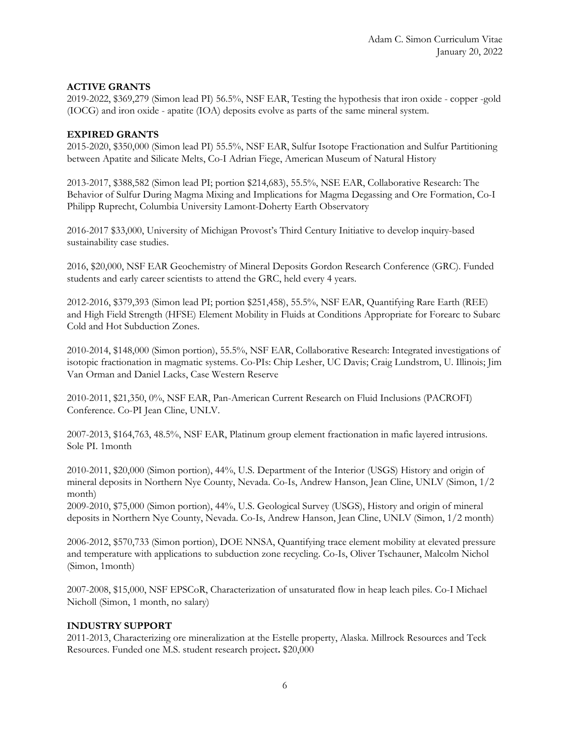## ACTIVE GRANTS

2019-2022, $369,279 (Simon lead PI) 56.5%, NSF EAR, Testing the hypothesis that iron oxide - copper -gold (IOCG) and iron oxide - apatite (IOA) deposits evolve as parts of the same mineral system.

## EXPIRED GRANTS

2015-2020, $350,000 (Simon lead PI) 55.5%, NSF EAR, Sulfur Isotope Fractionation and Sulfur Partitioning between Apatite and Silicate Melts, Co-I Adrian Fiege, American Museum of Natural History

2013-2017, $388,582 (Simon lead PI; portion $214,683), 55.5%, NSE EAR, Collaborative Research: The Behavior of Sulfur During Magma Mixing and Implications for Magma Degassing and Ore Formation, Co-I Philipp Ruprecht, Columbia University Lamont-Doherty Earth Observatory

2016-2017 $33,000, University of Michigan Provost's Third Century Initiative to develop inquiry-based sustainability case studies.

2016, $20,000, NSF EAR Geochemistry of Mineral Deposits Gordon Research Conference (GRC). Funded students and early career scientists to attend the GRC, held every 4 years.

2012-2016, $379,393 (Simon lead PI; portion $251,458), 55.5%, NSF EAR, Quantifying Rare Earth (REE) and High Field Strength (HFSE) Element Mobility in Fluids at Conditions Appropriate for Forearc to Subarc Cold and Hot Subduction Zones.

2010-2014, $148,000 (Simon portion), 55.5%, NSF EAR, Collaborative Research: Integrated investigations of isotopic fractionation in magmatic systems. Co-PIs: Chip Lesher, UC Davis; Craig Lundstrom, U. Illinois; Jim Van Orman and Daniel Lacks, Case Western Reserve

2010-2011, $21,350, 0%, NSF EAR, Pan-American Current Research on Fluid Inclusions (PACROFI) Conference. Co-PI Jean Cline, UNLV.

2007-2013, $164,763, 48.5%, NSF EAR, Platinum group element fractionation in mafic layered intrusions. Sole PI. 1month

2010-2011, $20,000 (Simon portion), 44%, U.S. Department of the Interior (USGS) History and origin of mineral deposits in Northern Nye County, Nevada. Co-Is, Andrew Hanson, Jean Cline, UNLV (Simon, 1/2 month)

2009-2010, $75,000 (Simon portion), 44%, U.S. Geological Survey (USGS), History and origin of mineral deposits in Northern Nye County, Nevada. Co-Is, Andrew Hanson, Jean Cline, UNLV (Simon, 1/2 month)

2006-2012, $570,733 (Simon portion), DOE NNSA, Quantifying trace element mobility at elevated pressure and temperature with applications to subduction zone recycling. Co-Is, Oliver Tschauner, Malcolm Nichol (Simon, 1month)

2007-2008, $15,000, NSF EPSCoR, Characterization of unsaturated flow in heap leach piles. Co-I Michael Nicholl (Simon, 1 month, no salary)

## INDUSTRY SUPPORT

2011-2013, Characterizing ore mineralization at the Estelle property, Alaska. Millrock Resources and Teck Resources. Funded one M.S. student research project**.** $20,000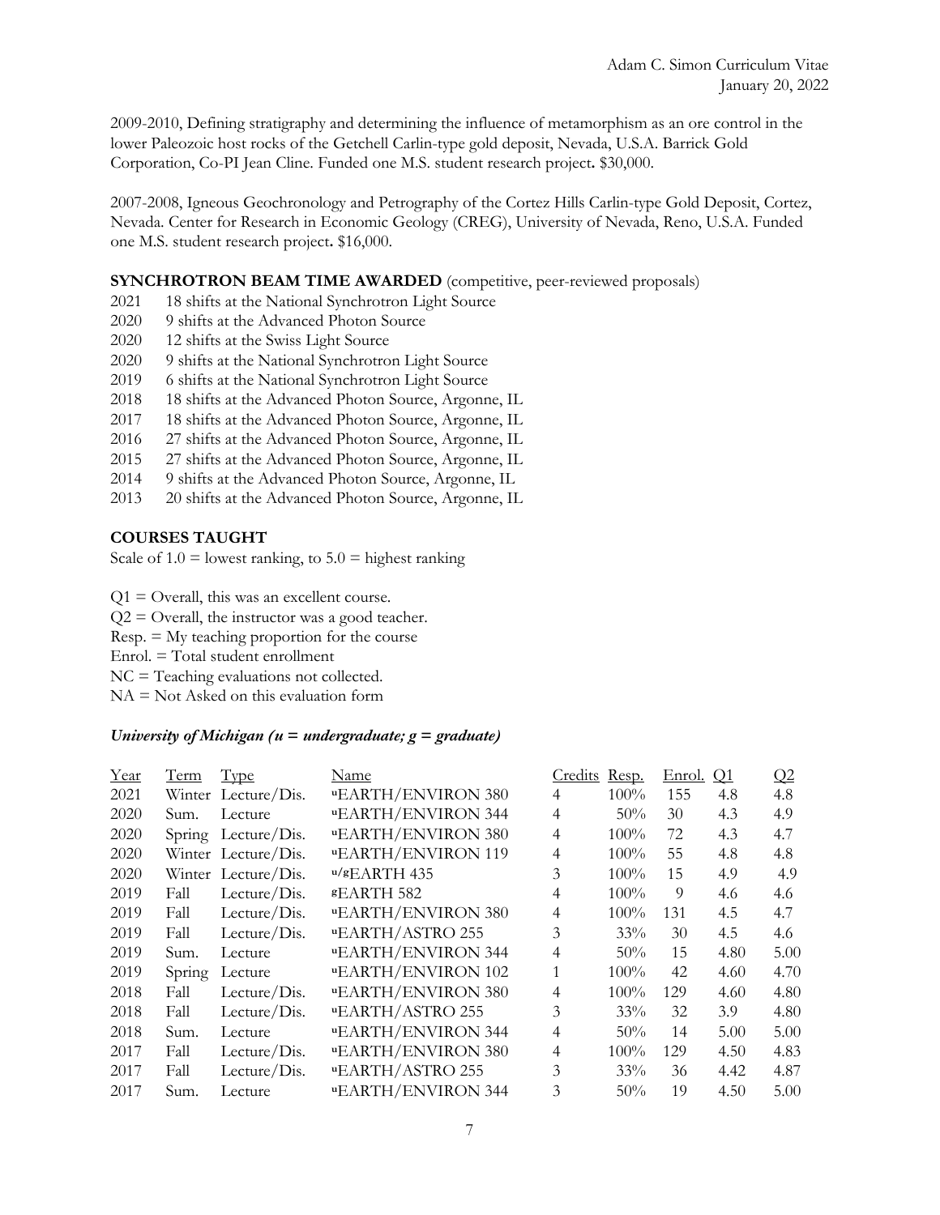2009-2010, Defining stratigraphy and determining the influence of metamorphism as an ore control in the lower Paleozoic host rocks of the Getchell Carlin-type gold deposit, Nevada, U.S.A. Barrick Gold Corporation, Co-PI Jean Cline. Funded one M.S. student research project**.** $30,000.

2007-2008, Igneous Geochronology and Petrography of the Cortez Hills Carlin-type Gold Deposit, Cortez, Nevada. Center for Research in Economic Geology (CREG), University of Nevada, Reno, U.S.A. Funded one M.S. student research project**.** $16,000.

**SYNCHROTRON BEAM TIME AWARDED** (competitive, peer-reviewed proposals)

2021 18 shifts at the National Synchrotron Light Source
2020 9 shifts at the Advanced Photon Source
2020 12 shifts at the Swiss Light Source
2020 9 shifts at the National Synchrotron Light Source
2019 6 shifts at the National Synchrotron Light Source
2018 18 shifts at the Advanced Photon Source, Argonne, IL
2017 18 shifts at the Advanced Photon Source, Argonne, IL
2016 27 shifts at the Advanced Photon Source, Argonne, IL
2015 27 shifts at the Advanced Photon Source, Argonne, IL
2014 9 shifts at the Advanced Photon Source, Argonne, IL
2013 20 shifts at the Advanced Photon Source, Argonne, IL

**COURSES TAUGHT**

Scale of 1.0 = lowest ranking, to 5.0 = highest ranking

Q1 = Overall, this was an excellent course.
Q2 = Overall, the instructor was a good teacher.
Resp. = My teaching proportion for the course
Enrol. = Total student enrollment
NC = Teaching evaluations not collected.
NA = Not Asked on this evaluation form

***University of Michigan (u = undergraduate; g = graduate)***

| Year | Term | Type | Name | Credits | Resp. | Enrol. | Q1 | Q2 |
|---|---|---|---|---|---|---|---|---|
| 2021 | Winter | Lecture/Dis. | [u]EARTH/ENVIRON 380 | 4 | 100% | 155 | 4.8 | 4.8 |
| 2020 | Sum. | Lecture | [u]EARTH/ENVIRON 344 | 4 | 50% | 30 | 4.3 | 4.9 |
| 2020 | Spring | Lecture/Dis. | [u]EARTH/ENVIRON 380 | 4 | 100% | 72 | 4.3 | 4.7 |
| 2020 | Winter | Lecture/Dis. | [u]EARTH/ENVIRON 119 | 4 | 100% | 55 | 4.8 | 4.8 |
| 2020 | Winter | Lecture/Dis. | [u/g]EARTH 435 | 3 | 100% | 15 | 4.9 | 4.9 |
| 2019 | Fall | Lecture/Dis. | [g]EARTH 582 | 4 | 100% | 9 | 4.6 | 4.6 |
| 2019 | Fall | Lecture/Dis. | [u]EARTH/ENVIRON 380 | 4 | 100% | 131 | 4.5 | 4.7 |
| 2019 | Fall | Lecture/Dis. | [u]EARTH/ASTRO 255 | 3 | 33% | 30 | 4.5 | 4.6 |
| 2019 | Sum. | Lecture | [u]EARTH/ENVIRON 344 | 4 | 50% | 15 | 4.80 | 5.00 |
| 2019 | Spring | Lecture | [u]EARTH/ENVIRON 102 | 1 | 100% | 42 | 4.60 | 4.70 |
| 2018 | Fall | Lecture/Dis. | [u]EARTH/ENVIRON 380 | 4 | 100% | 129 | 4.60 | 4.80 |
| 2018 | Fall | Lecture/Dis. | [u]EARTH/ASTRO 255 | 3 | 33% | 32 | 3.9 | 4.80 |
| 2018 | Sum. | Lecture | [u]EARTH/ENVIRON 344 | 4 | 50% | 14 | 5.00 | 5.00 |
| 2017 | Fall | Lecture/Dis. | [u]EARTH/ENVIRON 380 | 4 | 100% | 129 | 4.50 | 4.83 |
| 2017 | Fall | Lecture/Dis. | [u]EARTH/ASTRO 255 | 3 | 33% | 36 | 4.42 | 4.87 |
| 2017 | Sum. | Lecture | [u]EARTH/ENVIRON 344 | 3 | 50% | 19 | 4.50 | 5.00 |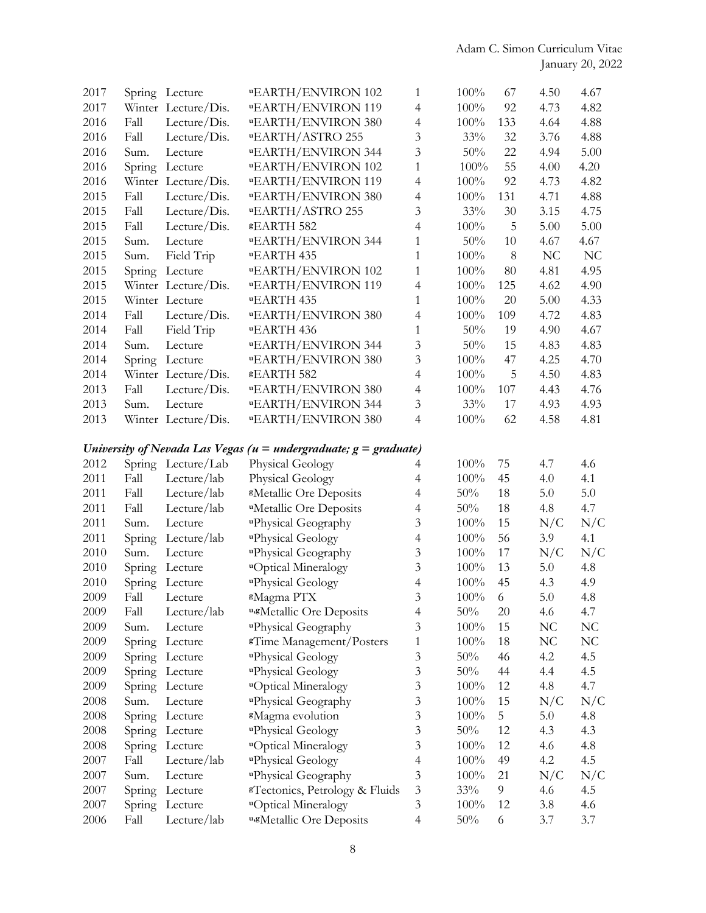| | | | | | | | | |
|---|---|---|---|---|---|---|---|---|
| 2017 | Spring | Lecture | [u]EARTH/ENVIRON 102 | 1 | 100% | 67 | 4.50 | 4.67 |
| 2017 | Winter | Lecture/Dis. | [u]EARTH/ENVIRON 119 | 4 | 100% | 92 | 4.73 | 4.82 |
| 2016 | Fall | Lecture/Dis. | [u]EARTH/ENVIRON 380 | 4 | 100% | 133 | 4.64 | 4.88 |
| 2016 | Fall | Lecture/Dis. | [u]EARTH/ASTRO 255 | 3 | 33% | 32 | 3.76 | 4.88 |
| 2016 | Sum. | Lecture | [u]EARTH/ENVIRON 344 | 3 | 50% | 22 | 4.94 | 5.00 |
| 2016 | Spring | Lecture | [u]EARTH/ENVIRON 102 | 1 | 100% | 55 | 4.00 | 4.20 |
| 2016 | Winter | Lecture/Dis. | [u]EARTH/ENVIRON 119 | 4 | 100% | 92 | 4.73 | 4.82 |
| 2015 | Fall | Lecture/Dis. | [u]EARTH/ENVIRON 380 | 4 | 100% | 131 | 4.71 | 4.88 |
| 2015 | Fall | Lecture/Dis. | [u]EARTH/ASTRO 255 | 3 | 33% | 30 | 3.15 | 4.75 |
| 2015 | Fall | Lecture/Dis. | [g]EARTH 582 | 4 | 100% | 5 | 5.00 | 5.00 |
| 2015 | Sum. | Lecture | [u]EARTH/ENVIRON 344 | 1 | 50% | 10 | 4.67 | 4.67 |
| 2015 | Sum. | Field Trip | [u]EARTH 435 | 1 | 100% | 8 | NC | NC |
| 2015 | Spring | Lecture | [u]EARTH/ENVIRON 102 | 1 | 100% | 80 | 4.81 | 4.95 |
| 2015 | Winter | Lecture/Dis. | [u]EARTH/ENVIRON 119 | 4 | 100% | 125 | 4.62 | 4.90 |
| 2015 | Winter | Lecture | [u]EARTH 435 | 1 | 100% | 20 | 5.00 | 4.33 |
| 2014 | Fall | Lecture/Dis. | [u]EARTH/ENVIRON 380 | 4 | 100% | 109 | 4.72 | 4.83 |
| 2014 | Fall | Field Trip | [u]EARTH 436 | 1 | 50% | 19 | 4.90 | 4.67 |
| 2014 | Sum. | Lecture | [u]EARTH/ENVIRON 344 | 3 | 50% | 15 | 4.83 | 4.83 |
| 2014 | Spring | Lecture | [u]EARTH/ENVIRON 380 | 3 | 100% | 47 | 4.25 | 4.70 |
| 2014 | Winter | Lecture/Dis. | [g]EARTH 582 | 4 | 100% | 5 | 4.50 | 4.83 |
| 2013 | Fall | Lecture/Dis. | [u]EARTH/ENVIRON 380 | 4 | 100% | 107 | 4.43 | 4.76 |
| 2013 | Sum. | Lecture | [u]EARTH/ENVIRON 344 | 3 | 33% | 17 | 4.93 | 4.93 |
| 2013 | Winter | Lecture/Dis. | [u]EARTH/ENVIRON 380 | 4 | 100% | 62 | 4.58 | 4.81 |

***University of Nevada Las Vegas (u = undergraduate; g = graduate)***

| | | | | | | | | |
|---|---|---|---|---|---|---|---|---|
| 2012 | Spring | Lecture/Lab | Physical Geology | 4 | 100% | 75 | 4.7 | 4.6 |
| 2011 | Fall | Lecture/lab | Physical Geology | 4 | 100% | 45 | 4.0 | 4.1 |
| 2011 | Fall | Lecture/lab | [g]Metallic Ore Deposits | 4 | 50% | 18 | 5.0 | 5.0 |
| 2011 | Fall | Lecture/lab | [u]Metallic Ore Deposits | 4 | 50% | 18 | 4.8 | 4.7 |
| 2011 | Sum. | Lecture | [u]Physical Geography | 3 | 100% | 15 | N/C | N/C |
| 2011 | Spring | Lecture/lab | [u]Physical Geology | 4 | 100% | 56 | 3.9 | 4.1 |
| 2010 | Sum. | Lecture | [u]Physical Geography | 3 | 100% | 17 | N/C | N/C |
| 2010 | Spring | Lecture | [u]Optical Mineralogy | 3 | 100% | 13 | 5.0 | 4.8 |
| 2010 | Spring | Lecture | [u]Physical Geology | 4 | 100% | 45 | 4.3 | 4.9 |
| 2009 | Fall | Lecture | [g]Magma PTX | 3 | 100% | 6 | 5.0 | 4.8 |
| 2009 | Fall | Lecture/lab | [u,g]Metallic Ore Deposits | 4 | 50% | 20 | 4.6 | 4.7 |
| 2009 | Sum. | Lecture | [u]Physical Geography | 3 | 100% | 15 | NC | NC |
| 2009 | Spring | Lecture | [g]Time Management/Posters | 1 | 100% | 18 | NC | NC |
| 2009 | Spring | Lecture | [u]Physical Geology | 3 | 50% | 46 | 4.2 | 4.5 |
| 2009 | Spring | Lecture | [u]Physical Geology | 3 | 50% | 44 | 4.4 | 4.5 |
| 2009 | Spring | Lecture | [u]Optical Mineralogy | 3 | 100% | 12 | 4.8 | 4.7 |
| 2008 | Sum. | Lecture | [u]Physical Geography | 3 | 100% | 15 | N/C | N/C |
| 2008 | Spring | Lecture | [g]Magma evolution | 3 | 100% | 5 | 5.0 | 4.8 |
| 2008 | Spring | Lecture | [u]Physical Geology | 3 | 50% | 12 | 4.3 | 4.3 |
| 2008 | Spring | Lecture | [u]Optical Mineralogy | 3 | 100% | 12 | 4.6 | 4.8 |
| 2007 | Fall | Lecture/lab | [u]Physical Geology | 4 | 100% | 49 | 4.2 | 4.5 |
| 2007 | Sum. | Lecture | [u]Physical Geography | 3 | 100% | 21 | N/C | N/C |
| 2007 | Spring | Lecture | [g]Tectonics, Petrology & Fluids | 3 | 33% | 9 | 4.6 | 4.5 |
| 2007 | Spring | Lecture | [u]Optical Mineralogy | 3 | 100% | 12 | 3.8 | 4.6 |
| 2006 | Fall | Lecture/lab | [u,g]Metallic Ore Deposits | 4 | 50% | 6 | 3.7 | 3.7 |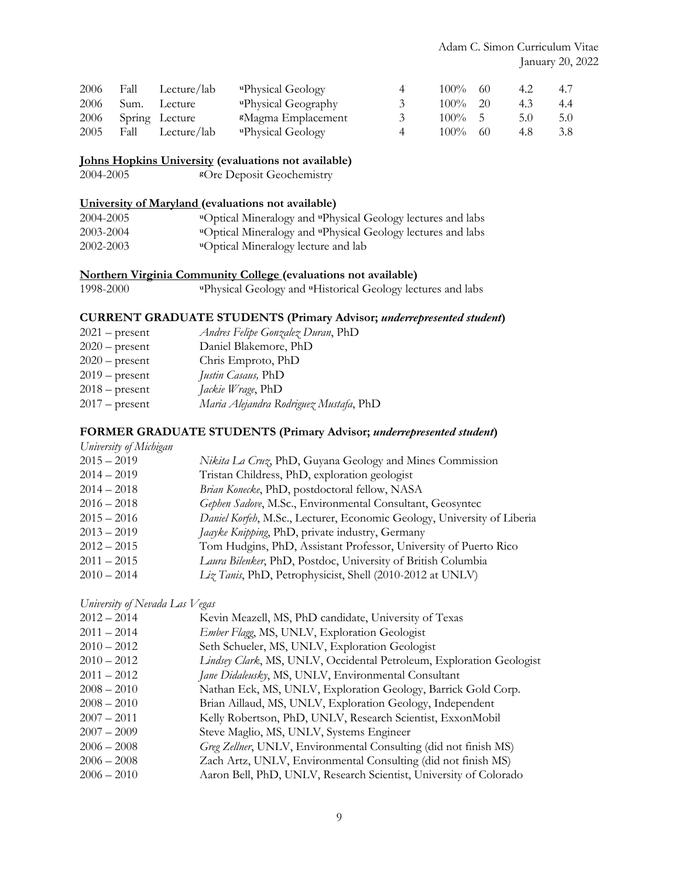| | | | | | | | | |
|---|---|---|---|---|---|---|---|---|
| 2006 | Fall | Lecture/lab | [u]Physical Geology | 4 | 100% | 60 | 4.2 | 4.7 |
| 2006 | Sum. | Lecture | [u]Physical Geography | 3 | 100% | 20 | 4.3 | 4.4 |
| 2006 | Spring | Lecture | [g]Magma Emplacement | 3 | 100% | 5 | 5.0 | 5.0 |
| 2005 | Fall | Lecture/lab | [u]Physical Geology | 4 | 100% | 60 | 4.8 | 3.8 |

**Johns Hopkins University (evaluations not available)**

2004-2005 [g]Ore Deposit Geochemistry

**University of Maryland (evaluations not available)**

2004-2005 [u]Optical Mineralogy and [u]Physical Geology lectures and labs
2003-2004 [u]Optical Mineralogy and [u]Physical Geology lectures and labs
2002-2003 [u]Optical Mineralogy lecture and lab

**Northern Virginia Community College (evaluations not available)**

1998-2000 [u]Physical Geology and [u]Historical Geology lectures and labs

### CURRENT GRADUATE STUDENTS (Primary Advisor; *underrepresented student*)

2021 – present *Andres Felipe Gonzalez Duran*, PhD
2020 – present Daniel Blakemore, PhD
2020 – present Chris Emproto, PhD
2019 – present *Justin Casaus,* PhD
2018 – present *Jackie Wrage*, PhD
2017 – present *Maria Alejandra Rodriguez Mustafa*, PhD

### FORMER GRADUATE STUDENTS (Primary Advisor; *underrepresented student*)

*University of Michigan*

2015 – 2019 *Nikita La Cruz*, PhD, Guyana Geology and Mines Commission
2014 – 2019 Tristan Childress, PhD, exploration geologist
2014 – 2018 *Brian Konecke*, PhD, postdoctoral fellow, NASA
2016 – 2018 *Gephen Sadove*, M.Sc., Environmental Consultant, Geosyntec
2015 – 2016 *Daniel Korfeh*, M.Sc., Lecturer, Economic Geology, University of Liberia
2013 – 2019 *Jaayke Knipping*, PhD, private industry, Germany
2012 – 2015 Tom Hudgins, PhD, Assistant Professor, University of Puerto Rico
2011 – 2015 *Laura Bilenker*, PhD, Postdoc, University of British Columbia
2010 – 2014 *Liz Tanis*, PhD, Petrophysicist, Shell (2010-2012 at UNLV)

*University of Nevada Las Vegas*

2012 – 2014 Kevin Meazell, MS, PhD candidate, University of Texas
2011 – 2014 *Ember Flagg*, MS, UNLV, Exploration Geologist
2010 – 2012 Seth Schueler, MS, UNLV, Exploration Geologist
2010 – 2012 *Lindsey Clark*, MS, UNLV, Occidental Petroleum, Exploration Geologist
2011 – 2012 *Jane Didaleusky*, MS, UNLV, Environmental Consultant
2008 – 2010 Nathan Eck, MS, UNLV, Exploration Geology, Barrick Gold Corp.
2008 – 2010 Brian Aillaud, MS, UNLV, Exploration Geology, Independent
2007 – 2011 Kelly Robertson, PhD, UNLV, Research Scientist, ExxonMobil
2007 – 2009 Steve Maglio, MS, UNLV, Systems Engineer
2006 – 2008 *Greg Zellner*, UNLV, Environmental Consulting (did not finish MS)
2006 – 2008 Zach Artz, UNLV, Environmental Consulting (did not finish MS)
2006 – 2010 Aaron Bell, PhD, UNLV, Research Scientist, University of Colorado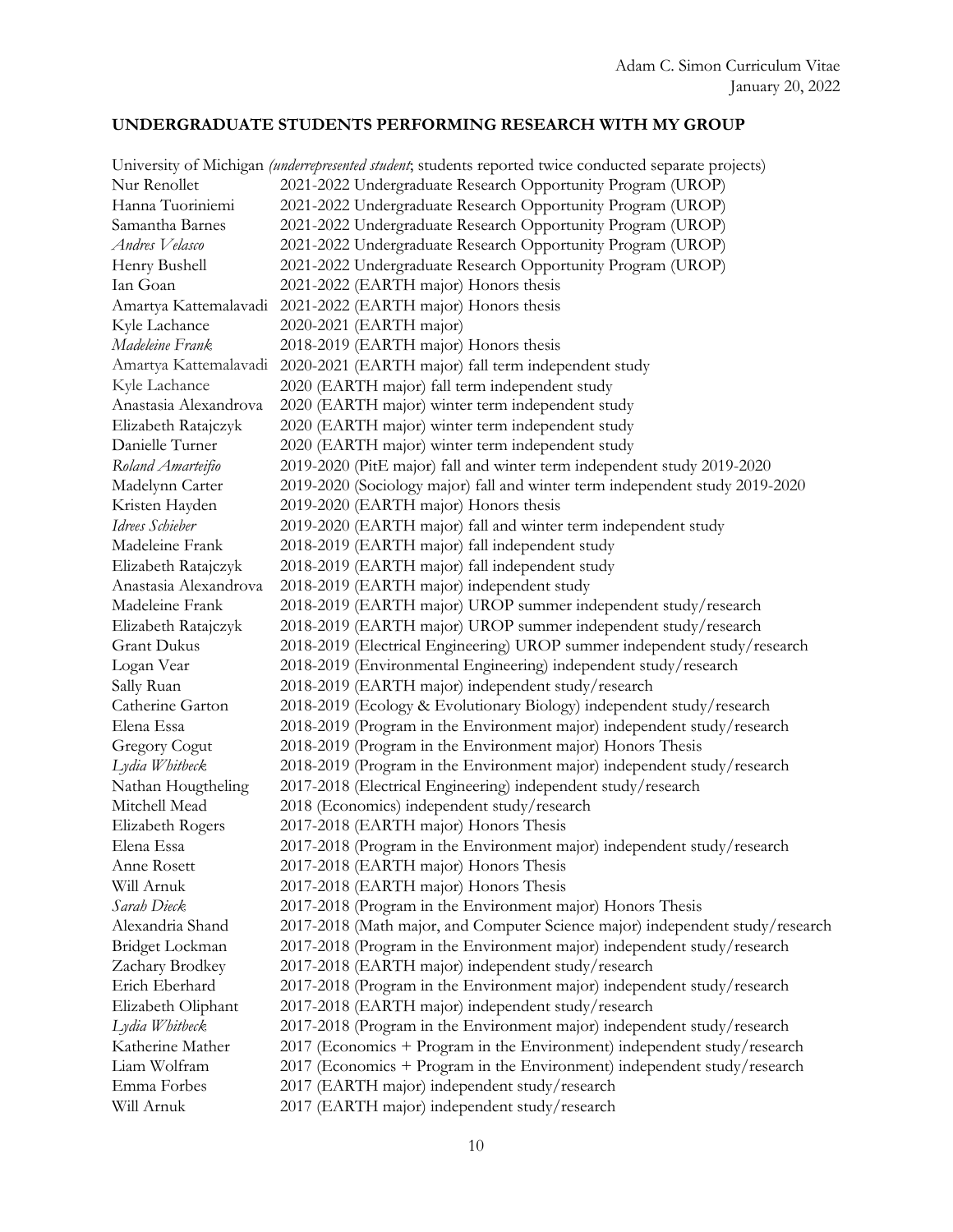## UNDERGRADUATE STUDENTS PERFORMING RESEARCH WITH MY GROUP

University of Michigan *(underrepresented student*; students reported twice conducted separate projects)

| | |
|---|---|
| Nur Renollet | 2021-2022 Undergraduate Research Opportunity Program (UROP) |
| Hanna Tuoriniemi | 2021-2022 Undergraduate Research Opportunity Program (UROP) |
| Samantha Barnes | 2021-2022 Undergraduate Research Opportunity Program (UROP) |
| *Andres Velasco* | 2021-2022 Undergraduate Research Opportunity Program (UROP) |
| Henry Bushell | 2021-2022 Undergraduate Research Opportunity Program (UROP) |
| Ian Goan | 2021-2022 (EARTH major) Honors thesis |
| Amartya Kattemalavadi | 2021-2022 (EARTH major) Honors thesis |
| Kyle Lachance | 2020-2021 (EARTH major) |
| *Madeleine Frank* | 2018-2019 (EARTH major) Honors thesis |
| Amartya Kattemalavadi | 2020-2021 (EARTH major) fall term independent study |
| Kyle Lachance | 2020 (EARTH major) fall term independent study |
| Anastasia Alexandrova | 2020 (EARTH major) winter term independent study |
| Elizabeth Ratajczyk | 2020 (EARTH major) winter term independent study |
| Danielle Turner | 2020 (EARTH major) winter term independent study |
| *Roland Amarteifio* | 2019-2020 (PitE major) fall and winter term independent study 2019-2020 |
| Madelynn Carter | 2019-2020 (Sociology major) fall and winter term independent study 2019-2020 |
| Kristen Hayden | 2019-2020 (EARTH major) Honors thesis |
| *Idrees Schieber* | 2019-2020 (EARTH major) fall and winter term independent study |
| Madeleine Frank | 2018-2019 (EARTH major) fall independent study |
| Elizabeth Ratajczyk | 2018-2019 (EARTH major) fall independent study |
| Anastasia Alexandrova | 2018-2019 (EARTH major) independent study |
| Madeleine Frank | 2018-2019 (EARTH major) UROP summer independent study/research |
| Elizabeth Ratajczyk | 2018-2019 (EARTH major) UROP summer independent study/research |
| Grant Dukus | 2018-2019 (Electrical Engineering) UROP summer independent study/research |
| Logan Vear | 2018-2019 (Environmental Engineering) independent study/research |
| Sally Ruan | 2018-2019 (EARTH major) independent study/research |
| Catherine Garton | 2018-2019 (Ecology & Evolutionary Biology) independent study/research |
| Elena Essa | 2018-2019 (Program in the Environment major) independent study/research |
| Gregory Cogut | 2018-2019 (Program in the Environment major) Honors Thesis |
| *Lydia Whitbeck* | 2018-2019 (Program in the Environment major) independent study/research |
| Nathan Hougtheling | 2017-2018 (Electrical Engineering) independent study/research |
| Mitchell Mead | 2018 (Economics) independent study/research |
| Elizabeth Rogers | 2017-2018 (EARTH major) Honors Thesis |
| Elena Essa | 2017-2018 (Program in the Environment major) independent study/research |
| Anne Rosett | 2017-2018 (EARTH major) Honors Thesis |
| Will Arnuk | 2017-2018 (EARTH major) Honors Thesis |
| *Sarah Dieck* | 2017-2018 (Program in the Environment major) Honors Thesis |
| Alexandria Shand | 2017-2018 (Math major, and Computer Science major) independent study/research |
| Bridget Lockman | 2017-2018 (Program in the Environment major) independent study/research |
| Zachary Brodkey | 2017-2018 (EARTH major) independent study/research |
| Erich Eberhard | 2017-2018 (Program in the Environment major) independent study/research |
| Elizabeth Oliphant | 2017-2018 (EARTH major) independent study/research |
| *Lydia Whitbeck* | 2017-2018 (Program in the Environment major) independent study/research |
| Katherine Mather | 2017 (Economics + Program in the Environment) independent study/research |
| Liam Wolfram | 2017 (Economics + Program in the Environment) independent study/research |
| Emma Forbes | 2017 (EARTH major) independent study/research |
| Will Arnuk | 2017 (EARTH major) independent study/research |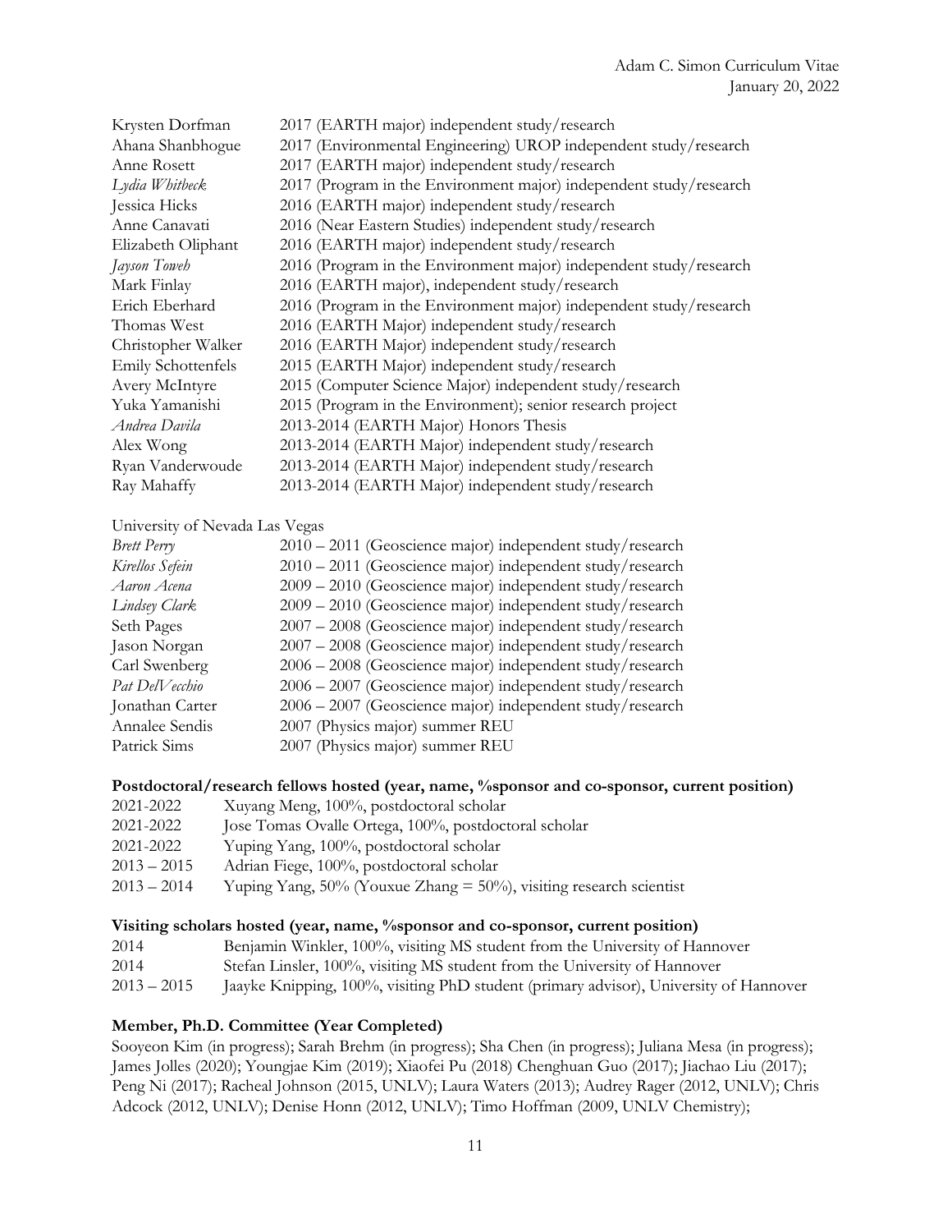| | |
|---|---|
| Krysten Dorfman | 2017 (EARTH major) independent study/research |
| Ahana Shanbhogue | 2017 (Environmental Engineering) UROP independent study/research |
| Anne Rosett | 2017 (EARTH major) independent study/research |
| *Lydia Whitbeck* | 2017 (Program in the Environment major) independent study/research |
| Jessica Hicks | 2016 (EARTH major) independent study/research |
| Anne Canavati | 2016 (Near Eastern Studies) independent study/research |
| Elizabeth Oliphant | 2016 (EARTH major) independent study/research |
| *Jayson Toweh* | 2016 (Program in the Environment major) independent study/research |
| Mark Finlay | 2016 (EARTH major), independent study/research |
| Erich Eberhard | 2016 (Program in the Environment major) independent study/research |
| Thomas West | 2016 (EARTH Major) independent study/research |
| Christopher Walker | 2016 (EARTH Major) independent study/research |
| Emily Schottenfels | 2015 (EARTH Major) independent study/research |
| Avery McIntyre | 2015 (Computer Science Major) independent study/research |
| Yuka Yamanishi | 2015 (Program in the Environment); senior research project |
| *Andrea Davila* | 2013-2014 (EARTH Major) Honors Thesis |
| Alex Wong | 2013-2014 (EARTH Major) independent study/research |
| Ryan Vanderwoude | 2013-2014 (EARTH Major) independent study/research |
| Ray Mahaffy | 2013-2014 (EARTH Major) independent study/research |

University of Nevada Las Vegas

| | |
|---|---|
| *Brett Perry* | 2010 – 2011 (Geoscience major) independent study/research |
| *Kirellos Sefein* | 2010 – 2011 (Geoscience major) independent study/research |
| *Aaron Acena* | 2009 – 2010 (Geoscience major) independent study/research |
| *Lindsey Clark* | 2009 – 2010 (Geoscience major) independent study/research |
| Seth Pages | 2007 – 2008 (Geoscience major) independent study/research |
| Jason Norgan | 2007 – 2008 (Geoscience major) independent study/research |
| Carl Swenberg | 2006 – 2008 (Geoscience major) independent study/research |
| *Pat DelVecchio* | 2006 – 2007 (Geoscience major) independent study/research |
| Jonathan Carter | 2006 – 2007 (Geoscience major) independent study/research |
| Annalee Sendis | 2007 (Physics major) summer REU |
| Patrick Sims | 2007 (Physics major) summer REU |

**Postdoctoral/research fellows hosted (year, name, %sponsor and co-sponsor, current position)**

| | |
|---|---|
| 2021-2022 | Xuyang Meng, 100%, postdoctoral scholar |
| 2021-2022 | Jose Tomas Ovalle Ortega, 100%, postdoctoral scholar |
| 2021-2022 | Yuping Yang, 100%, postdoctoral scholar |
| 2013 – 2015 | Adrian Fiege, 100%, postdoctoral scholar |
| 2013 – 2014 | Yuping Yang, 50% (Youxue Zhang = 50%), visiting research scientist |

**Visiting scholars hosted (year, name, %sponsor and co-sponsor, current position)**

| | |
|---|---|
| 2014 | Benjamin Winkler, 100%, visiting MS student from the University of Hannover |
| 2014 | Stefan Linsler, 100%, visiting MS student from the University of Hannover |
| 2013 – 2015 | Jaayke Knipping, 100%, visiting PhD student (primary advisor), University of Hannover |

**Member, Ph.D. Committee (Year Completed)**

Sooyeon Kim (in progress); Sarah Brehm (in progress); Sha Chen (in progress); Juliana Mesa (in progress); James Jolles (2020); Youngjae Kim (2019); Xiaofei Pu (2018) Chenghuan Guo (2017); Jiachao Liu (2017); Peng Ni (2017); Racheal Johnson (2015, UNLV); Laura Waters (2013); Audrey Rager (2012, UNLV); Chris Adcock (2012, UNLV); Denise Honn (2012, UNLV); Timo Hoffman (2009, UNLV Chemistry);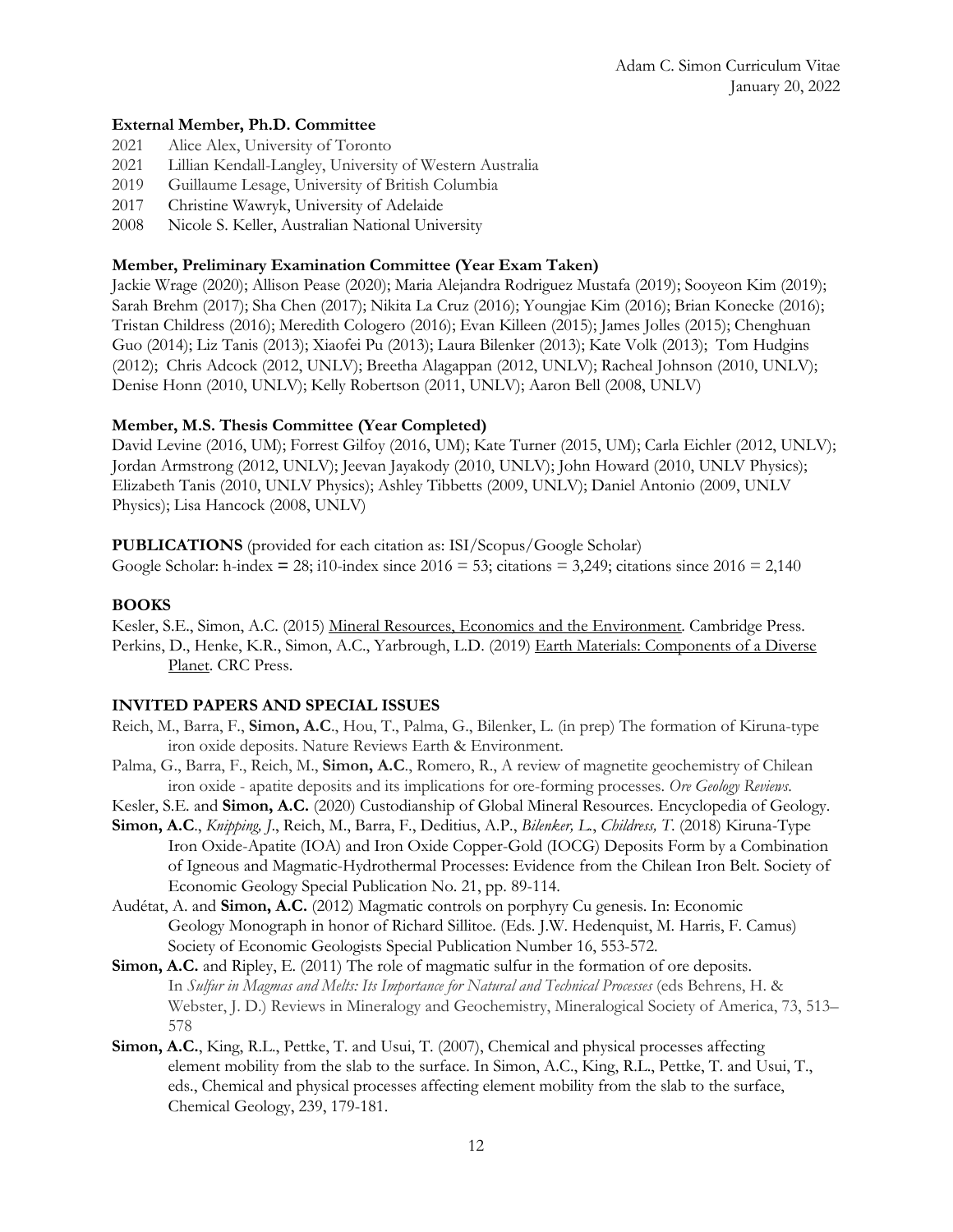**External Member, Ph.D. Committee**

2021 Alice Alex, University of Toronto
2021 Lillian Kendall-Langley, University of Western Australia
2019 Guillaume Lesage, University of British Columbia
2017 Christine Wawryk, University of Adelaide
2008 Nicole S. Keller, Australian National University

**Member, Preliminary Examination Committee (Year Exam Taken)**

Jackie Wrage (2020); Allison Pease (2020); Maria Alejandra Rodriguez Mustafa (2019); Sooyeon Kim (2019); Sarah Brehm (2017); Sha Chen (2017); Nikita La Cruz (2016); Youngjae Kim (2016); Brian Konecke (2016); Tristan Childress (2016); Meredith Cologero (2016); Evan Killeen (2015); James Jolles (2015); Chenghuan Guo (2014); Liz Tanis (2013); Xiaofei Pu (2013); Laura Bilenker (2013); Kate Volk (2013); Tom Hudgins (2012); Chris Adcock (2012, UNLV); Breetha Alagappan (2012, UNLV); Racheal Johnson (2010, UNLV); Denise Honn (2010, UNLV); Kelly Robertson (2011, UNLV); Aaron Bell (2008, UNLV)

**Member, M.S. Thesis Committee (Year Completed)**

David Levine (2016, UM); Forrest Gilfoy (2016, UM); Kate Turner (2015, UM); Carla Eichler (2012, UNLV); Jordan Armstrong (2012, UNLV); Jeevan Jayakody (2010, UNLV); John Howard (2010, UNLV Physics); Elizabeth Tanis (2010, UNLV Physics); Ashley Tibbetts (2009, UNLV); Daniel Antonio (2009, UNLV Physics); Lisa Hancock (2008, UNLV)

**PUBLICATIONS** (provided for each citation as: ISI/Scopus/Google Scholar)
Google Scholar: h-index = 28; i10-index since 2016 = 53; citations = 3,249; citations since 2016 = 2,140

**BOOKS**

Kesler, S.E., Simon, A.C. (2015) Mineral Resources, Economics and the Environment. Cambridge Press.

Perkins, D., Henke, K.R., Simon, A.C., Yarbrough, L.D. (2019) Earth Materials: Components of a Diverse Planet. CRC Press.

**INVITED PAPERS AND SPECIAL ISSUES**

Reich, M., Barra, F., **Simon, A.C**., Hou, T., Palma, G., Bilenker, L. (in prep) The formation of Kiruna-type iron oxide deposits. Nature Reviews Earth & Environment.

Palma, G., Barra, F., Reich, M., **Simon, A.C**., Romero, R., A review of magnetite geochemistry of Chilean iron oxide - apatite deposits and its implications for ore-forming processes. *Ore Geology Reviews*.

Kesler, S.E. and **Simon, A.C.** (2020) Custodianship of Global Mineral Resources. Encyclopedia of Geology.

**Simon, A.C**., *Knipping, J*., Reich, M., Barra, F., Deditius, A.P., *Bilenker, L*., *Childress, T*. (2018) Kiruna-Type Iron Oxide-Apatite (IOA) and Iron Oxide Copper-Gold (IOCG) Deposits Form by a Combination of Igneous and Magmatic-Hydrothermal Processes: Evidence from the Chilean Iron Belt. Society of Economic Geology Special Publication No. 21, pp. 89-114.

Audétat, A. and **Simon, A.C.** (2012) Magmatic controls on porphyry Cu genesis. In: Economic Geology Monograph in honor of Richard Sillitoe. (Eds. J.W. Hedenquist, M. Harris, F. Camus) Society of Economic Geologists Special Publication Number 16, 553-572.

**Simon, A.C.** and Ripley, E. (2011) The role of magmatic sulfur in the formation of ore deposits. In *Sulfur in Magmas and Melts: Its Importance for Natural and Technical Processes* (eds Behrens, H. & Webster, J. D.) Reviews in Mineralogy and Geochemistry, Mineralogical Society of America, 73, 513–578

**Simon, A.C.**, King, R.L., Pettke, T. and Usui, T. (2007), Chemical and physical processes affecting element mobility from the slab to the surface. In Simon, A.C., King, R.L., Pettke, T. and Usui, T., eds., Chemical and physical processes affecting element mobility from the slab to the surface, Chemical Geology, 239, 179-181.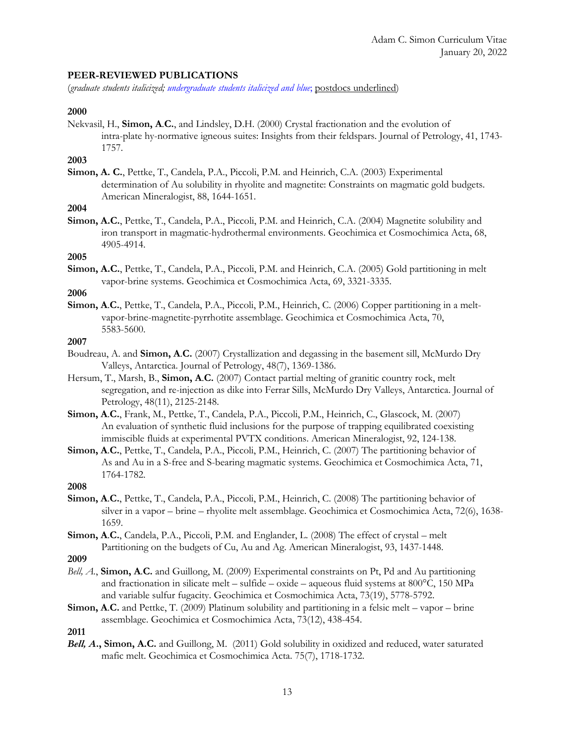### PEER-REVIEWED PUBLICATIONS

(*graduate students italicized; undergraduate students italicized and blue*; postdocs underlined)

**2000**

Nekvasil, H., **Simon, A.C.**, and Lindsley, D.H. (2000) Crystal fractionation and the evolution of intra-plate hy-normative igneous suites: Insights from their feldspars. Journal of Petrology, 41, 1743-1757.

**2003**

**Simon, A. C.**, Pettke, T., Candela, P.A., Piccoli, P.M. and Heinrich, C.A. (2003) Experimental determination of Au solubility in rhyolite and magnetite: Constraints on magmatic gold budgets. American Mineralogist, 88, 1644-1651.

**2004**

**Simon, A.C.**, Pettke, T., Candela, P.A., Piccoli, P.M. and Heinrich, C.A. (2004) Magnetite solubility and iron transport in magmatic-hydrothermal environments. Geochimica et Cosmochimica Acta, 68, 4905-4914.

**2005**

**Simon, A.C.**, Pettke, T., Candela, P.A., Piccoli, P.M. and Heinrich, C.A. (2005) Gold partitioning in melt vapor-brine systems. Geochimica et Cosmochimica Acta, 69, 3321-3335.

**2006**

**Simon, A.C.**, Pettke, T., Candela, P.A., Piccoli, P.M., Heinrich, C. (2006) Copper partitioning in a melt-vapor-brine-magnetite-pyrrhotite assemblage. Geochimica et Cosmochimica Acta, 70, 5583-5600.

**2007**

Boudreau, A. and **Simon, A.C.** (2007) Crystallization and degassing in the basement sill, McMurdo Dry Valleys, Antarctica. Journal of Petrology, 48(7), 1369-1386.

Hersum, T., Marsh, B., **Simon, A.C.** (2007) Contact partial melting of granitic country rock, melt segregation, and re-injection as dike into Ferrar Sills, McMurdo Dry Valleys, Antarctica. Journal of Petrology, 48(11), 2125-2148.

**Simon, A.C.**, Frank, M., Pettke, T., Candela, P.A., Piccoli, P.M., Heinrich, C., Glascock, M. (2007) An evaluation of synthetic fluid inclusions for the purpose of trapping equilibrated coexisting immiscible fluids at experimental PVTX conditions. American Mineralogist, 92, 124-138.

**Simon, A.C.**, Pettke, T., Candela, P.A., Piccoli, P.M., Heinrich, C. (2007) The partitioning behavior of As and Au in a S-free and S-bearing magmatic systems. Geochimica et Cosmochimica Acta, 71, 1764-1782.

**2008**

**Simon, A.C.**, Pettke, T., Candela, P.A., Piccoli, P.M., Heinrich, C. (2008) The partitioning behavior of silver in a vapor – brine – rhyolite melt assemblage. Geochimica et Cosmochimica Acta, 72(6), 1638-1659.

**Simon, A.C.**, Candela, P.A., Piccoli, P.M. and Englander, L. (2008) The effect of crystal – melt Partitioning on the budgets of Cu, Au and Ag. American Mineralogist, 93, 1437-1448.

**2009**

*Bell, A.*, **Simon, A.C.** and Guillong, M. (2009) Experimental constraints on Pt, Pd and Au partitioning and fractionation in silicate melt – sulfide – oxide – aqueous fluid systems at 800°C, 150 MPa and variable sulfur fugacity. Geochimica et Cosmochimica Acta, 73(19), 5778-5792.

**Simon, A.C.** and Pettke, T. (2009) Platinum solubility and partitioning in a felsic melt – vapor – brine assemblage. Geochimica et Cosmochimica Acta, 73(12), 438-454.

**2011**

***Bell, A*., Simon, A.C.** and Guillong, M. (2011) Gold solubility in oxidized and reduced, water saturated mafic melt. Geochimica et Cosmochimica Acta. 75(7), 1718-1732.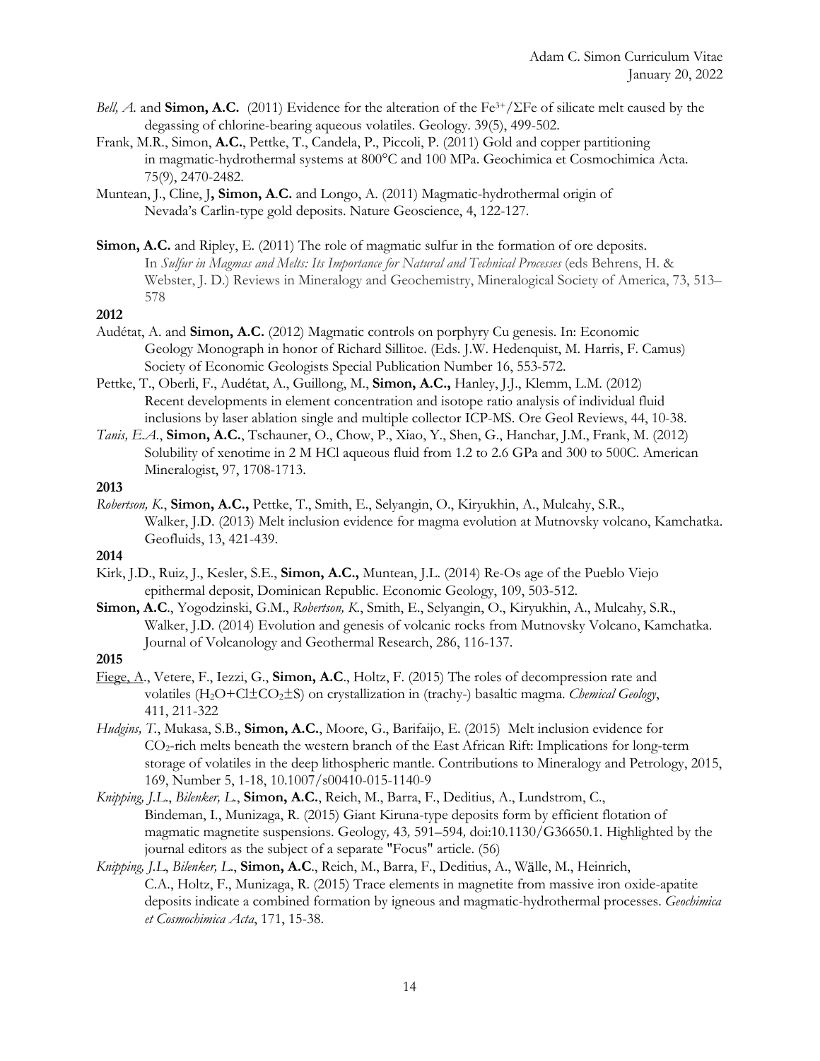*Bell, A.* and **Simon, A.C.** (2011) Evidence for the alteration of the $Fe^{3+}/\Sigma Fe$ of silicate melt caused by the degassing of chlorine-bearing aqueous volatiles. Geology. 39(5), 499-502.

Frank, M.R., Simon, **A.C.**, Pettke, T., Candela, P., Piccoli, P. (2011) Gold and copper partitioning in magmatic-hydrothermal systems at 800°C and 100 MPa. Geochimica et Cosmochimica Acta. 75(9), 2470-2482.

Muntean, J., Cline, J**, Simon, A.C.** and Longo, A. (2011) Magmatic-hydrothermal origin of Nevada's Carlin-type gold deposits. Nature Geoscience, 4, 122-127.

**Simon, A.C.** and Ripley, E. (2011) The role of magmatic sulfur in the formation of ore deposits. In *Sulfur in Magmas and Melts: Its Importance for Natural and Technical Processes* (eds Behrens, H. & Webster, J. D.) Reviews in Mineralogy and Geochemistry, Mineralogical Society of America, 73, 513–578

**2012**

Audétat, A. and **Simon, A.C.** (2012) Magmatic controls on porphyry Cu genesis. In: Economic Geology Monograph in honor of Richard Sillitoe. (Eds. J.W. Hedenquist, M. Harris, F. Camus) Society of Economic Geologists Special Publication Number 16, 553-572.

Pettke, T., Oberli, F., Audétat, A., Guillong, M., **Simon, A.C.,** Hanley, J.J., Klemm, L.M. (2012) Recent developments in element concentration and isotope ratio analysis of individual fluid inclusions by laser ablation single and multiple collector ICP-MS. Ore Geol Reviews, 44, 10-38.

*Tanis, E.A.*, **Simon, A.C.**, Tschauner, O., Chow, P., Xiao, Y., Shen, G., Hanchar, J.M., Frank, M. (2012) Solubility of xenotime in 2 M HCl aqueous fluid from 1.2 to 2.6 GPa and 300 to 500C. American Mineralogist, 97, 1708-1713.

**2013**

*Robertson, K.*, **Simon, A.C.,** Pettke, T., Smith, E., Selyangin, O., Kiryukhin, A., Mulcahy, S.R., Walker, J.D. (2013) Melt inclusion evidence for magma evolution at Mutnovsky volcano, Kamchatka. Geofluids, 13, 421-439.

**2014**

Kirk, J.D., Ruiz, J., Kesler, S.E., **Simon, A.C.,** Muntean, J.L. (2014) Re-Os age of the Pueblo Viejo epithermal deposit, Dominican Republic. Economic Geology, 109, 503-512.

**Simon, A.C**., Yogodzinski, G.M., *Robertson, K.*, Smith, E., Selyangin, O., Kiryukhin, A., Mulcahy, S.R., Walker, J.D. (2014) Evolution and genesis of volcanic rocks from Mutnovsky Volcano, Kamchatka. Journal of Volcanology and Geothermal Research, 286, 116-137.

**2015**

Fiege, A., Vetere, F., Iezzi, G., **Simon, A.C**., Holtz, F. (2015) The roles of decompression rate and volatiles ($H_2O$+Cl±$CO_2$±S) on crystallization in (trachy-) basaltic magma. *Chemical Geology*, 411, 211-322

*Hudgins, T.*, Mukasa, S.B., **Simon, A.C.**, Moore, G., Barifaijo, E. (2015) Melt inclusion evidence for $CO_2$-rich melts beneath the western branch of the East African Rift: Implications for long-term storage of volatiles in the deep lithospheric mantle. Contributions to Mineralogy and Petrology, 2015, 169, Number 5, 1-18, 10.1007/s00410-015-1140-9

*Knipping, J.L.*, *Bilenker, L.*, **Simon, A.C.**, Reich, M., Barra, F., Deditius, A., Lundstrom, C., Bindeman, I., Munizaga, R. (2015) Giant Kiruna-type deposits form by efficient flotation of magmatic magnetite suspensions. Geology*,* 43*,* 591–594*,* doi:10.1130/G36650.1. Highlighted by the journal editors as the subject of a separate "Focus" article. (56)

*Knipping, J.L*, *Bilenker, L*., **Simon, A.C**., Reich, M., Barra, F., Deditius, A., Wälle, M., Heinrich, C.A., Holtz, F., Munizaga, R. (2015) Trace elements in magnetite from massive iron oxide-apatite deposits indicate a combined formation by igneous and magmatic-hydrothermal processes. *Geochimica et Cosmochimica Acta*, 171, 15-38.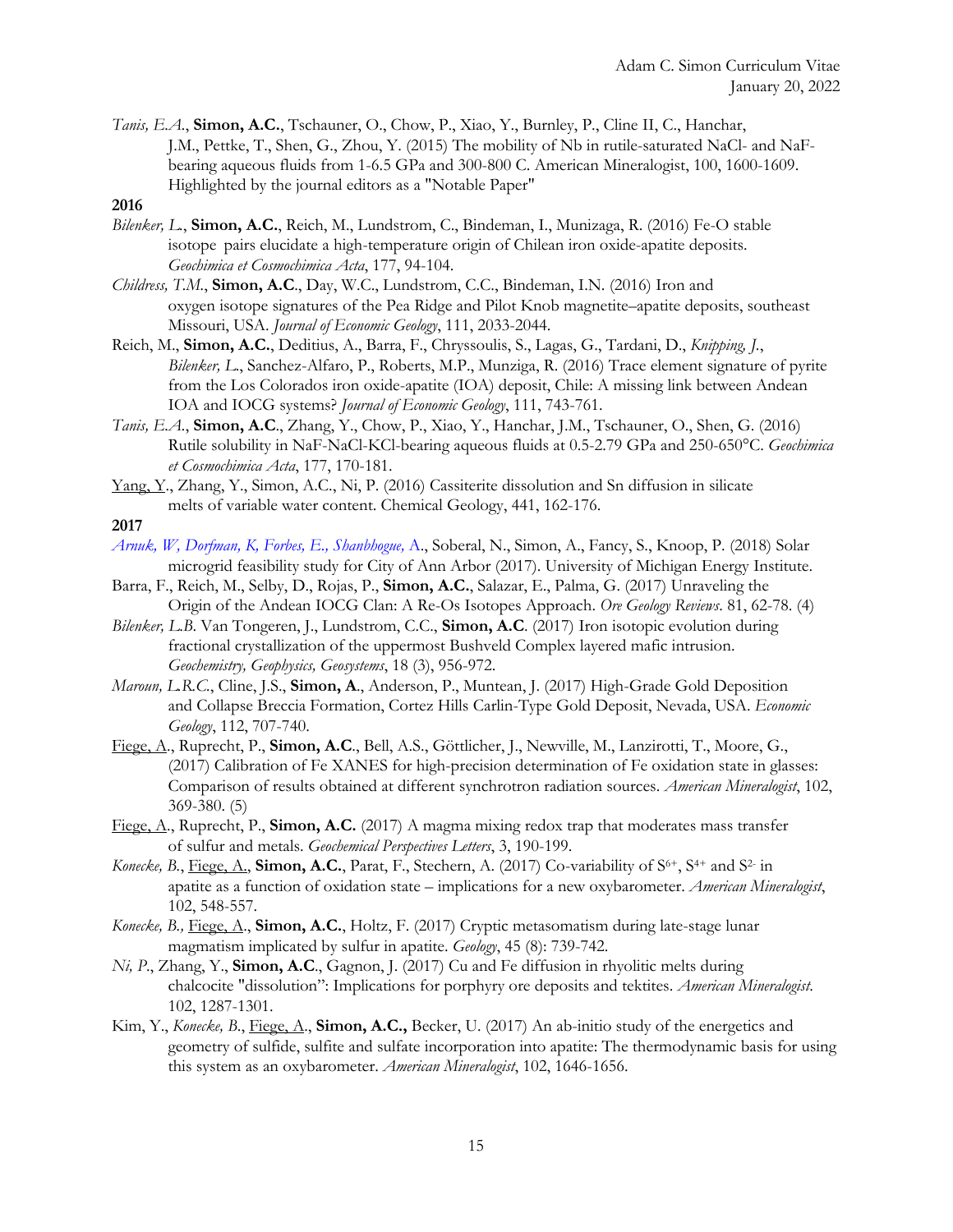*Tanis, E.A.*, **Simon, A.C.**, Tschauner, O., Chow, P., Xiao, Y., Burnley, P., Cline II, C., Hanchar, J.M., Pettke, T., Shen, G., Zhou, Y. (2015) The mobility of Nb in rutile-saturated NaCl- and NaF-bearing aqueous fluids from 1-6.5 GPa and 300-800 C. American Mineralogist, 100, 1600-1609. Highlighted by the journal editors as a "Notable Paper"

**2016**

*Bilenker, L.*, **Simon, A.C.**, Reich, M., Lundstrom, C., Bindeman, I., Munizaga, R. (2016) Fe-O stable isotope pairs elucidate a high-temperature origin of Chilean iron oxide-apatite deposits. *Geochimica et Cosmochimica Acta*, 177, 94-104.

*Childress, T.M.*, **Simon, A.C.**, Day, W.C., Lundstrom, C.C., Bindeman, I.N. (2016) Iron and oxygen isotope signatures of the Pea Ridge and Pilot Knob magnetite–apatite deposits, southeast Missouri, USA. *Journal of Economic Geology*, 111, 2033-2044.

Reich, M., **Simon, A.C.**, Deditius, A., Barra, F., Chryssoulis, S., Lagas, G., Tardani, D., *Knipping, J.*, *Bilenker, L.*, Sanchez-Alfaro, P., Roberts, M.P., Munziga, R. (2016) Trace element signature of pyrite from the Los Colorados iron oxide-apatite (IOA) deposit, Chile: A missing link between Andean IOA and IOCG systems? *Journal of Economic Geology*, 111, 743-761.

*Tanis, E.A.*, **Simon, A.C.**, Zhang, Y., Chow, P., Xiao, Y., Hanchar, J.M., Tschauner, O., Shen, G. (2016) Rutile solubility in NaF-NaCl-KCl-bearing aqueous fluids at 0.5-2.79 GPa and 250-650°C. *Geochimica et Cosmochimica Acta*, 177, 170-181.

Yang, Y., Zhang, Y., Simon, A.C., Ni, P. (2016) Cassiterite dissolution and Sn diffusion in silicate melts of variable water content. Chemical Geology, 441, 162-176.

**2017**

*Arnuk, W, Dorfman, K, Forbes, E., Shanbhogue,* A., Soberal, N., Simon, A., Fancy, S., Knoop, P. (2018) Solar microgrid feasibility study for City of Ann Arbor (2017). University of Michigan Energy Institute.

Barra, F., Reich, M., Selby, D., Rojas, P., **Simon, A.C.**, Salazar, E., Palma, G. (2017) Unraveling the Origin of the Andean IOCG Clan: A Re-Os Isotopes Approach. *Ore Geology Reviews*. 81, 62-78. (4)

*Bilenker, L.B.* Van Tongeren, J., Lundstrom, C.C., **Simon, A.C**. (2017) Iron isotopic evolution during fractional crystallization of the uppermost Bushveld Complex layered mafic intrusion. *Geochemistry, Geophysics, Geosystems*, 18 (3), 956-972.

*Maroun, L.R.C.*, Cline, J.S., **Simon, A**., Anderson, P., Muntean, J. (2017) High-Grade Gold Deposition and Collapse Breccia Formation, Cortez Hills Carlin-Type Gold Deposit, Nevada, USA. *Economic Geology*, 112, 707-740.

Fiege, A., Ruprecht, P., **Simon, A.C**., Bell, A.S., Göttlicher, J., Newville, M., Lanzirotti, T., Moore, G., (2017) Calibration of Fe XANES for high-precision determination of Fe oxidation state in glasses: Comparison of results obtained at different synchrotron radiation sources. *American Mineralogist*, 102, 369-380. (5)

Fiege, A., Ruprecht, P., **Simon, A.C.** (2017) A magma mixing redox trap that moderates mass transfer of sulfur and metals. *Geochemical Perspectives Letters*, 3, 190-199.

*Konecke, B.*, Fiege, A., **Simon, A.C.**, Parat, F., Stechern, A. (2017) Co-variability of $S^{6+}$, $S^{4+}$ and $S^{2-}$ in apatite as a function of oxidation state – implications for a new oxybarometer. *American Mineralogist*, 102, 548-557.

*Konecke, B.,* Fiege, A., **Simon, A.C.**, Holtz, F. (2017) Cryptic metasomatism during late-stage lunar magmatism implicated by sulfur in apatite. *Geology*, 45 (8): 739-742.

*Ni, P.*, Zhang, Y., **Simon, A.C**., Gagnon, J. (2017) Cu and Fe diffusion in rhyolitic melts during chalcocite "dissolution": Implications for porphyry ore deposits and tektites. *American Mineralogist.* 102, 1287-1301.

Kim, Y., *Konecke, B.*, Fiege, A., **Simon, A.C.,** Becker, U. (2017) An ab-initio study of the energetics and geometry of sulfide, sulfite and sulfate incorporation into apatite: The thermodynamic basis for using this system as an oxybarometer. *American Mineralogist*, 102, 1646-1656.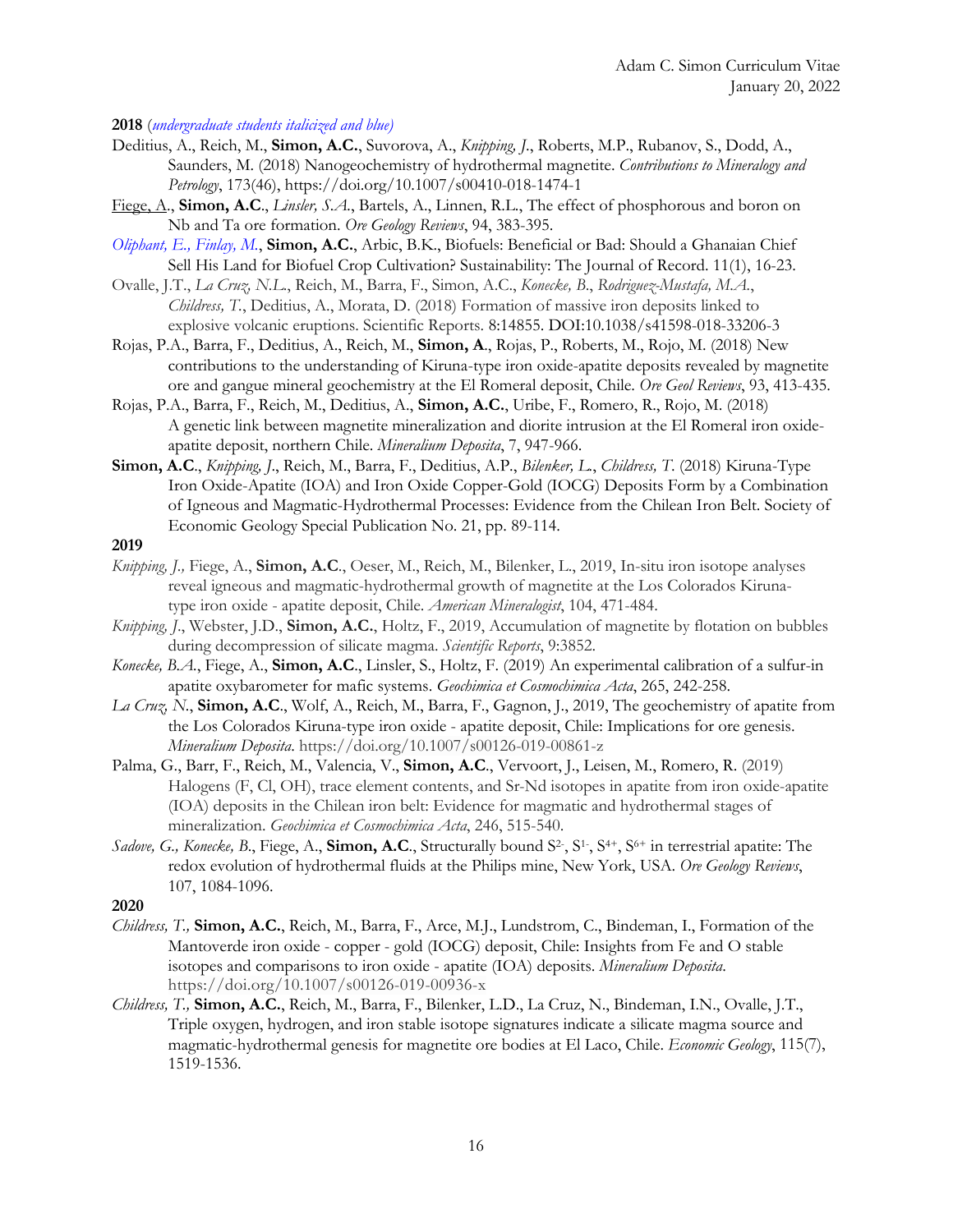**2018** (*undergraduate students italicized and blue)*

Deditius, A., Reich, M., **Simon, A.C.**, Suvorova, A., *Knipping, J*., Roberts, M.P., Rubanov, S., Dodd, A., Saunders, M. (2018) Nanogeochemistry of hydrothermal magnetite. *Contributions to Mineralogy and Petrology*, 173(46), https://doi.org/10.1007/s00410-018-1474-1

Fiege, A., **Simon, A.C**., *Linsler, S.A*., Bartels, A., Linnen, R.L., The effect of phosphorous and boron on Nb and Ta ore formation. *Ore Geology Reviews*, 94, 383-395.

*Oliphant, E., Finlay, M.*, **Simon, A.C.**, Arbic, B.K., Biofuels: Beneficial or Bad: Should a Ghanaian Chief Sell His Land for Biofuel Crop Cultivation? Sustainability: The Journal of Record. 11(1), 16-23.

Ovalle, J.T., *La Cruz, N.L*., Reich, M., Barra, F., Simon, A.C., *Konecke, B*., *Rodriguez-Mustafa, M.A*., *Childress, T*., Deditius, A., Morata, D. (2018) Formation of massive iron deposits linked to explosive volcanic eruptions. Scientific Reports. 8:14855. DOI:10.1038/s41598-018-33206-3

Rojas, P.A., Barra, F., Deditius, A., Reich, M., **Simon, A**., Rojas, P., Roberts, M., Rojo, M. (2018) New contributions to the understanding of Kiruna-type iron oxide-apatite deposits revealed by magnetite ore and gangue mineral geochemistry at the El Romeral deposit, Chile. *Ore Geol Reviews*, 93, 413-435.

Rojas, P.A., Barra, F., Reich, M., Deditius, A., **Simon, A.C.**, Uribe, F., Romero, R., Rojo, M. (2018) A genetic link between magnetite mineralization and diorite intrusion at the El Romeral iron oxide-apatite deposit, northern Chile. *Mineralium Deposita*, 7, 947-966.

**Simon, A.C**., *Knipping, J*., Reich, M., Barra, F., Deditius, A.P., *Bilenker, L*., *Childress, T*. (2018) Kiruna-Type Iron Oxide-Apatite (IOA) and Iron Oxide Copper-Gold (IOCG) Deposits Form by a Combination of Igneous and Magmatic-Hydrothermal Processes: Evidence from the Chilean Iron Belt. Society of Economic Geology Special Publication No. 21, pp. 89-114.

**2019**

*Knipping, J.,* Fiege, A., **Simon, A.C**., Oeser, M., Reich, M., Bilenker, L., 2019, In-situ iron isotope analyses reveal igneous and magmatic-hydrothermal growth of magnetite at the Los Colorados Kiruna-type iron oxide - apatite deposit, Chile. *American Mineralogist*, 104, 471-484.

*Knipping, J*., Webster, J.D., **Simon, A.C.**, Holtz, F., 2019, Accumulation of magnetite by flotation on bubbles during decompression of silicate magma. *Scientific Reports*, 9:3852.

*Konecke, B.A*., Fiege, A., **Simon, A.C**., Linsler, S., Holtz, F. (2019) An experimental calibration of a sulfur-in apatite oxybarometer for mafic systems. *Geochimica et Cosmochimica Acta*, 265, 242-258.

*La Cruz, N*., **Simon, A.C**., Wolf, A., Reich, M., Barra, F., Gagnon, J., 2019, The geochemistry of apatite from the Los Colorados Kiruna-type iron oxide - apatite deposit, Chile: Implications for ore genesis. *Mineralium Deposita*. https://doi.org/10.1007/s00126-019-00861-z

Palma, G., Barr, F., Reich, M., Valencia, V., **Simon, A.C.**, Vervoort, J., Leisen, M., Romero, R. (2019) Halogens (F, Cl, OH), trace element contents, and Sr-Nd isotopes in apatite from iron oxide-apatite (IOA) deposits in the Chilean iron belt: Evidence for magmatic and hydrothermal stages of mineralization. *Geochimica et Cosmochimica Acta*, 246, 515-540.

*Sadove, G., Konecke, B*., Fiege, A., **Simon, A.C**., Structurally bound $S^{2-}$, $S^{1-}$, $S^{4+}$, $S^{6+}$ in terrestrial apatite: The redox evolution of hydrothermal fluids at the Philips mine, New York, USA. *Ore Geology Reviews*, 107, 1084-1096.

**2020**

*Childress, T.,* **Simon, A.C.**, Reich, M., Barra, F., Arce, M.J., Lundstrom, C., Bindeman, I., Formation of the Mantoverde iron oxide - copper - gold (IOCG) deposit, Chile: Insights from Fe and O stable isotopes and comparisons to iron oxide - apatite (IOA) deposits. *Mineralium Deposita*. https://doi.org/10.1007/s00126-019-00936-x

*Childress, T.,* **Simon, A.C.**, Reich, M., Barra, F., Bilenker, L.D., La Cruz, N., Bindeman, I.N., Ovalle, J.T., Triple oxygen, hydrogen, and iron stable isotope signatures indicate a silicate magma source and magmatic-hydrothermal genesis for magnetite ore bodies at El Laco, Chile. *Economic Geology*, 115(7), 1519-1536.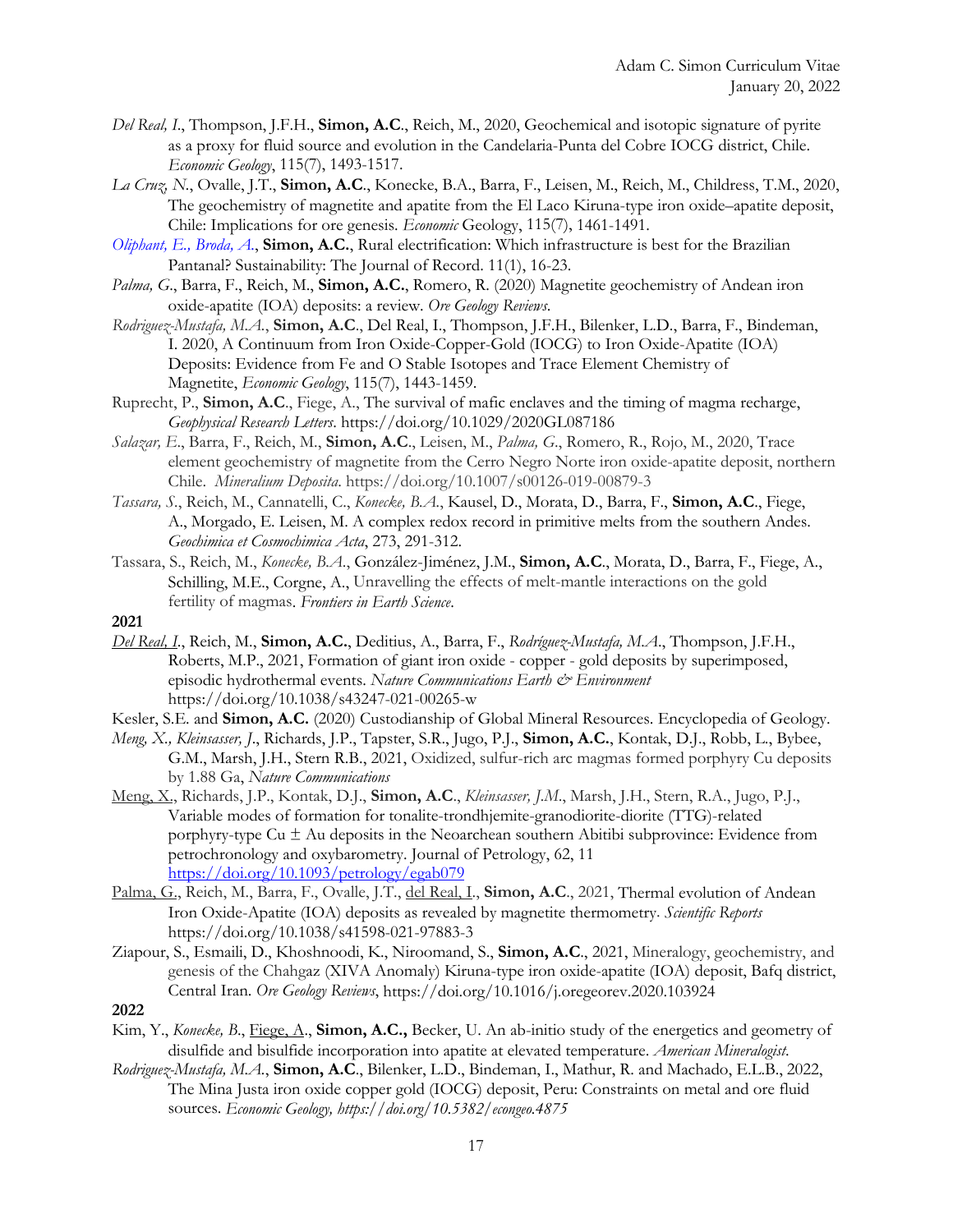*Del Real, I*., Thompson, J.F.H., **Simon, A.C**., Reich, M., 2020, Geochemical and isotopic signature of pyrite as a proxy for fluid source and evolution in the Candelaria-Punta del Cobre IOCG district, Chile. *Economic Geology*, 115(7), 1493-1517.

*La Cruz, N*., Ovalle, J.T., **Simon, A.C**., Konecke, B.A., Barra, F., Leisen, M., Reich, M., Childress, T.M., 2020, The geochemistry of magnetite and apatite from the El Laco Kiruna-type iron oxide–apatite deposit, Chile: Implications for ore genesis. *Economic* Geology, 115(7), 1461-1491.

*Oliphant, E., Broda, A*., **Simon, A.C.**, Rural electrification: Which infrastructure is best for the Brazilian Pantanal? Sustainability: The Journal of Record. 11(1), 16-23.

*Palma, G*., Barra, F., Reich, M., **Simon, A.C.**, Romero, R. (2020) Magnetite geochemistry of Andean iron oxide-apatite (IOA) deposits: a review. *Ore Geology Reviews*.

*Rodriguez-Mustafa, M.A*., **Simon, A.C**., Del Real, I., Thompson, J.F.H., Bilenker, L.D., Barra, F., Bindeman, I. 2020, A Continuum from Iron Oxide-Copper-Gold (IOCG) to Iron Oxide-Apatite (IOA) Deposits: Evidence from Fe and O Stable Isotopes and Trace Element Chemistry of Magnetite, *Economic Geology*, 115(7), 1443-1459.

Ruprecht, P., **Simon, A.C**., Fiege, A., The survival of mafic enclaves and the timing of magma recharge, *Geophysical Research Letters*. https://doi.org/10.1029/2020GL087186

*Salazar, E*., Barra, F., Reich, M., **Simon, A.C**., Leisen, M., *Palma, G*., Romero, R., Rojo, M., 2020, Trace element geochemistry of magnetite from the Cerro Negro Norte iron oxide-apatite deposit, northern Chile. *Mineralium Deposita*. https://doi.org/10.1007/s00126-019-00879-3

*Tassara, S*., Reich, M., Cannatelli, C., *Konecke, B.A*., Kausel, D., Morata, D., Barra, F., **Simon, A.C**., Fiege, A., Morgado, E. Leisen, M. A complex redox record in primitive melts from the southern Andes. *Geochimica et Cosmochimica Acta*, 273, 291-312.

Tassara, S., Reich, M., *Konecke, B.A*., González-Jiménez, J.M., **Simon, A.C**., Morata, D., Barra, F., Fiege, A., Schilling, M.E., Corgne, A., Unravelling the effects of melt-mantle interactions on the gold fertility of magmas. *Frontiers in Earth Science*.

**2021**

*Del Real, I*., Reich, M., **Simon, A.C.**, Deditius, A., Barra, F., *Rodríguez-Mustafa, M.A*., Thompson, J.F.H., Roberts, M.P., 2021, Formation of giant iron oxide - copper - gold deposits by superimposed, episodic hydrothermal events. *Nature Communications Earth & Environment* https://doi.org/10.1038/s43247-021-00265-w

Kesler, S.E. and **Simon, A.C.** (2020) Custodianship of Global Mineral Resources. Encyclopedia of Geology.

*Meng, X., Kleinsasser, J*., Richards, J.P., Tapster, S.R., Jugo, P.J., **Simon, A.C.**, Kontak, D.J., Robb, L., Bybee, G.M., Marsh, J.H., Stern R.B., 2021, Oxidized, sulfur-rich arc magmas formed porphyry Cu deposits by 1.88 Ga, *Nature Communications*

Meng, X., Richards, J.P., Kontak, D.J., **Simon, A.C**., *Kleinsasser, J.M*., Marsh, J.H., Stern, R.A., Jugo, P.J., Variable modes of formation for tonalite-trondhjemite-granodiorite-diorite (TTG)-related porphyry-type Cu ± Au deposits in the Neoarchean southern Abitibi subprovince: Evidence from petrochronology and oxybarometry. Journal of Petrology, 62, 11 https://doi.org/10.1093/petrology/egab079

Palma, G., Reich, M., Barra, F., Ovalle, J.T., del Real, I., **Simon, A.C**., 2021, Thermal evolution of Andean Iron Oxide-Apatite (IOA) deposits as revealed by magnetite thermometry. *Scientific Reports* https://doi.org/10.1038/s41598-021-97883-3

Ziapour, S., Esmaili, D., Khoshnoodi, K., Niroomand, S., **Simon, A.C**., 2021, Mineralogy, geochemistry, and genesis of the Chahgaz (XIVA Anomaly) Kiruna-type iron oxide-apatite (IOA) deposit, Bafq district, Central Iran. *Ore Geology Reviews*, https://doi.org/10.1016/j.oregeorev.2020.103924

**2022**

Kim, Y., *Konecke, B*., Fiege, A., **Simon, A.C.,** Becker, U. An ab-initio study of the energetics and geometry of disulfide and bisulfide incorporation into apatite at elevated temperature. *American Mineralogist*.

*Rodriguez-Mustafa, M.A*., **Simon, A.C**., Bilenker, L.D., Bindeman, I., Mathur, R. and Machado, E.L.B., 2022, The Mina Justa iron oxide copper gold (IOCG) deposit, Peru: Constraints on metal and ore fluid sources. *Economic Geology, https://doi.org/10.5382/econgeo.4875*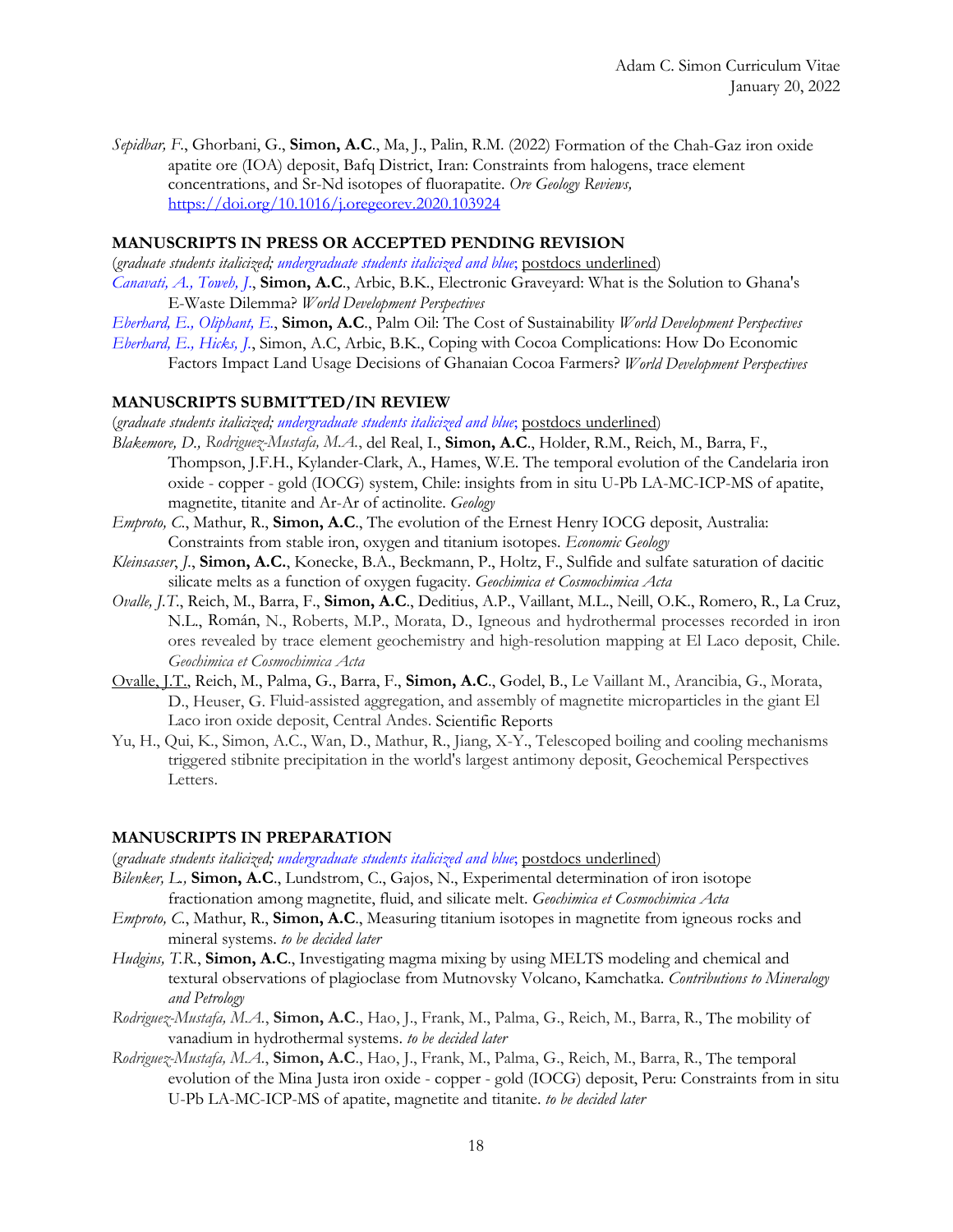*Sepidbar, F.*, Ghorbani, G., **Simon, A.C**., Ma, J., Palin, R.M. (2022) Formation of the Chah-Gaz iron oxide apatite ore (IOA) deposit, Bafq District, Iran: Constraints from halogens, trace element concentrations, and Sr-Nd isotopes of fluorapatite. *Ore Geology Reviews,* https://doi.org/10.1016/j.oregeorev.2020.103924

**MANUSCRIPTS IN PRESS OR ACCEPTED PENDING REVISION**

(*graduate students italicized; undergraduate students italicized and blue*; postdocs underlined)

*Canavati, A., Toweh, J.*, **Simon, A.C**., Arbic, B.K., Electronic Graveyard: What is the Solution to Ghana's E-Waste Dilemma? *World Development Perspectives*

*Eberhard, E., Oliphant, E.*, **Simon, A.C**., Palm Oil: The Cost of Sustainability *World Development Perspectives*

*Eberhard, E., Hicks, J.*, Simon, A.C, Arbic, B.K., Coping with Cocoa Complications: How Do Economic Factors Impact Land Usage Decisions of Ghanaian Cocoa Farmers? *World Development Perspectives*

**MANUSCRIPTS SUBMITTED/IN REVIEW**

(*graduate students italicized; undergraduate students italicized and blue*; postdocs underlined)

*Blakemore, D., Rodriguez-Mustafa, M.A.*, del Real, I., **Simon, A.C**., Holder, R.M., Reich, M., Barra, F., Thompson, J.F.H., Kylander-Clark, A., Hames, W.E. The temporal evolution of the Candelaria iron oxide - copper - gold (IOCG) system, Chile: insights from in situ U-Pb LA-MC-ICP-MS of apatite, magnetite, titanite and Ar-Ar of actinolite. *Geology*

*Emproto, C.*, Mathur, R., **Simon, A.C**., The evolution of the Ernest Henry IOCG deposit, Australia: Constraints from stable iron, oxygen and titanium isotopes. *Economic Geology*

*Kleinsasser*, *J.*, **Simon, A.C.**, Konecke, B.A., Beckmann, P., Holtz, F., Sulfide and sulfate saturation of dacitic silicate melts as a function of oxygen fugacity. *Geochimica et Cosmochimica Acta*

*Ovalle, J.T.*, Reich, M., Barra, F., **Simon, A.C**., Deditius, A.P., Vaillant, M.L., Neill, O.K., Romero, R., La Cruz, N.L., Román, N., Roberts, M.P., Morata, D., Igneous and hydrothermal processes recorded in iron ores revealed by trace element geochemistry and high-resolution mapping at El Laco deposit, Chile. *Geochimica et Cosmochimica Acta*

Ovalle, J.T., Reich, M., Palma, G., Barra, F., **Simon, A.C**., Godel, B., Le Vaillant M., Arancibia, G., Morata, D., Heuser, G. Fluid-assisted aggregation, and assembly of magnetite microparticles in the giant El Laco iron oxide deposit, Central Andes. Scientific Reports

Yu, H., Qui, K., Simon, A.C., Wan, D., Mathur, R., Jiang, X-Y., Telescoped boiling and cooling mechanisms triggered stibnite precipitation in the world's largest antimony deposit, Geochemical Perspectives Letters.

**MANUSCRIPTS IN PREPARATION**

(*graduate students italicized; undergraduate students italicized and blue*; postdocs underlined)

*Bilenker, L.,* **Simon, A.C**., Lundstrom, C., Gajos, N., Experimental determination of iron isotope fractionation among magnetite, fluid, and silicate melt. *Geochimica et Cosmochimica Acta*

*Emproto, C.*, Mathur, R., **Simon, A.C**., Measuring titanium isotopes in magnetite from igneous rocks and mineral systems. *to be decided later*

*Hudgins, T.R.*, **Simon, A.C**., Investigating magma mixing by using MELTS modeling and chemical and textural observations of plagioclase from Mutnovsky Volcano, Kamchatka. *Contributions to Mineralogy and Petrology*

*Rodriguez-Mustafa, M.A.*, **Simon, A.C**., Hao, J., Frank, M., Palma, G., Reich, M., Barra, R., The mobility of vanadium in hydrothermal systems. *to be decided later*

*Rodriguez-Mustafa, M.A.*, **Simon, A.C**., Hao, J., Frank, M., Palma, G., Reich, M., Barra, R., The temporal evolution of the Mina Justa iron oxide - copper - gold (IOCG) deposit, Peru: Constraints from in situ U-Pb LA-MC-ICP-MS of apatite, magnetite and titanite. *to be decided later*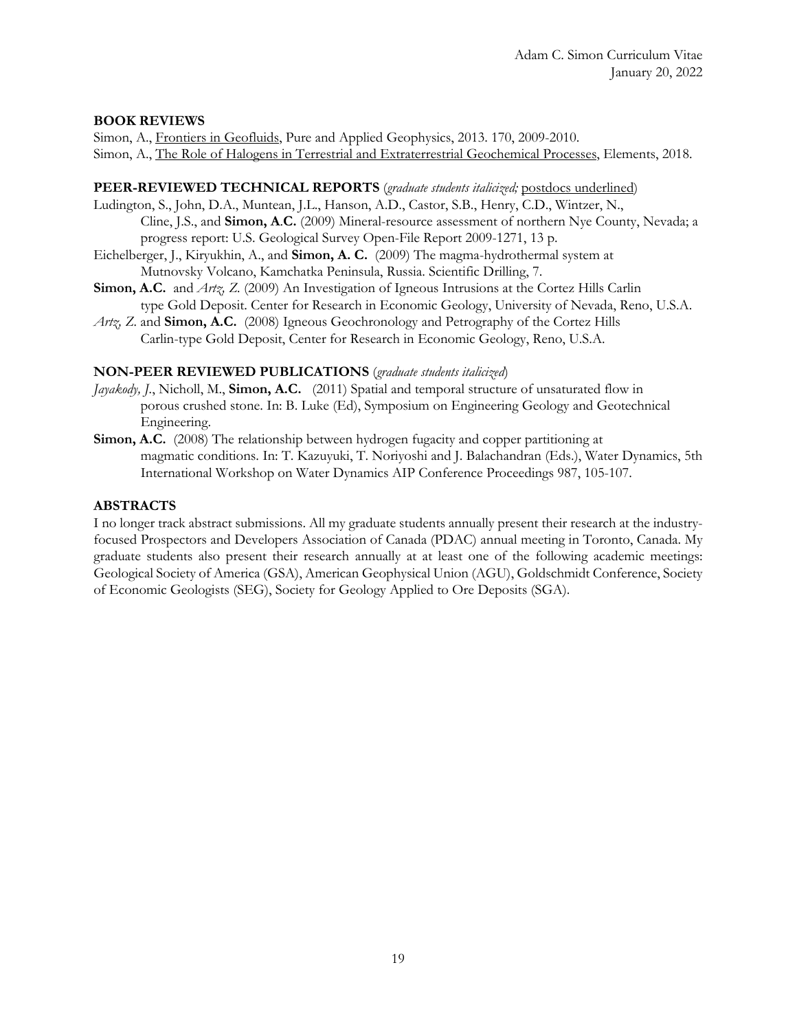## BOOK REVIEWS

Simon, A., Frontiers in Geofluids, Pure and Applied Geophysics, 2013. 170, 2009-2010.
Simon, A., The Role of Halogens in Terrestrial and Extraterrestrial Geochemical Processes, Elements, 2018.

## PEER-REVIEWED TECHNICAL REPORTS (*graduate students italicized;* postdocs underlined)

Ludington, S., John, D.A., Muntean, J.L., Hanson, A.D., Castor, S.B., Henry, C.D., Wintzer, N., Cline, J.S., and **Simon, A.C.** (2009) Mineral-resource assessment of northern Nye County, Nevada; a progress report: U.S. Geological Survey Open-File Report 2009-1271, 13 p.

Eichelberger, J., Kiryukhin, A., and **Simon, A. C.** (2009) The magma-hydrothermal system at Mutnovsky Volcano, Kamchatka Peninsula, Russia. Scientific Drilling, 7.

**Simon, A.C.** and *Artz, Z.* (2009) An Investigation of Igneous Intrusions at the Cortez Hills Carlin type Gold Deposit. Center for Research in Economic Geology, University of Nevada, Reno, U.S.A.

*Artz, Z.* and **Simon, A.C.** (2008) Igneous Geochronology and Petrography of the Cortez Hills Carlin-type Gold Deposit, Center for Research in Economic Geology, Reno, U.S.A.

## NON-PEER REVIEWED PUBLICATIONS (*graduate students italicized*)

*Jayakody, J.*, Nicholl, M., **Simon, A.C.** (2011) Spatial and temporal structure of unsaturated flow in porous crushed stone. In: B. Luke (Ed), Symposium on Engineering Geology and Geotechnical Engineering.

**Simon, A.C.** (2008) The relationship between hydrogen fugacity and copper partitioning at magmatic conditions. In: T. Kazuyuki, T. Noriyoshi and J. Balachandran (Eds.), Water Dynamics, 5th International Workshop on Water Dynamics AIP Conference Proceedings 987, 105-107.

## ABSTRACTS

I no longer track abstract submissions. All my graduate students annually present their research at the industry-focused Prospectors and Developers Association of Canada (PDAC) annual meeting in Toronto, Canada. My graduate students also present their research annually at at least one of the following academic meetings: Geological Society of America (GSA), American Geophysical Union (AGU), Goldschmidt Conference, Society of Economic Geologists (SEG), Society for Geology Applied to Ore Deposits (SGA).